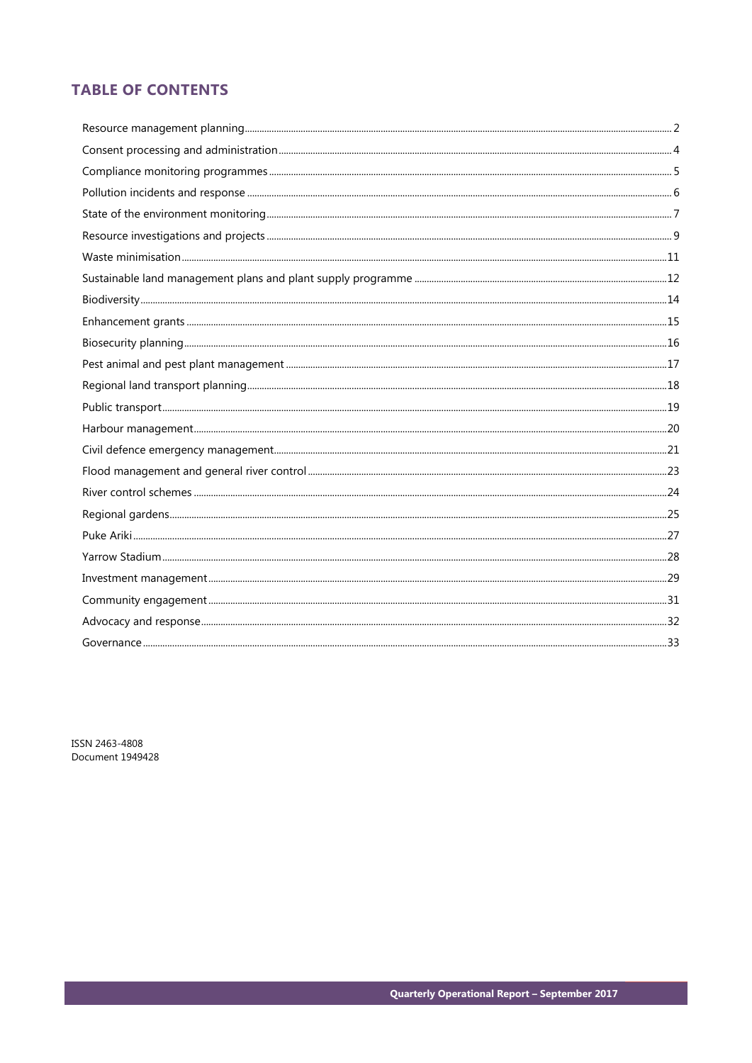## TABLE OF CONTENTS

Resource management planning ..... 2
Consent processing and administration ..... 4
Compliance monitoring programmes ..... 5
Pollution incidents and response ..... 6
State of the environment monitoring ..... 7
Resource investigations and projects ..... 9
Waste minimisation ..... 11
Sustainable land management plans and plant supply programme ..... 12
Biodiversity ..... 14
Enhancement grants ..... 15
Biosecurity planning ..... 16
Pest animal and pest plant management ..... 17
Regional land transport planning ..... 18
Public transport ..... 19
Harbour management ..... 20
Civil defence emergency management ..... 21
Flood management and general river control ..... 23
River control schemes ..... 24
Regional gardens ..... 25
Puke Ariki ..... 27
Yarrow Stadium ..... 28
Investment management ..... 29
Community engagement ..... 31
Advocacy and response ..... 32
Governance ..... 33

ISSN 2463-4808
Document 1949428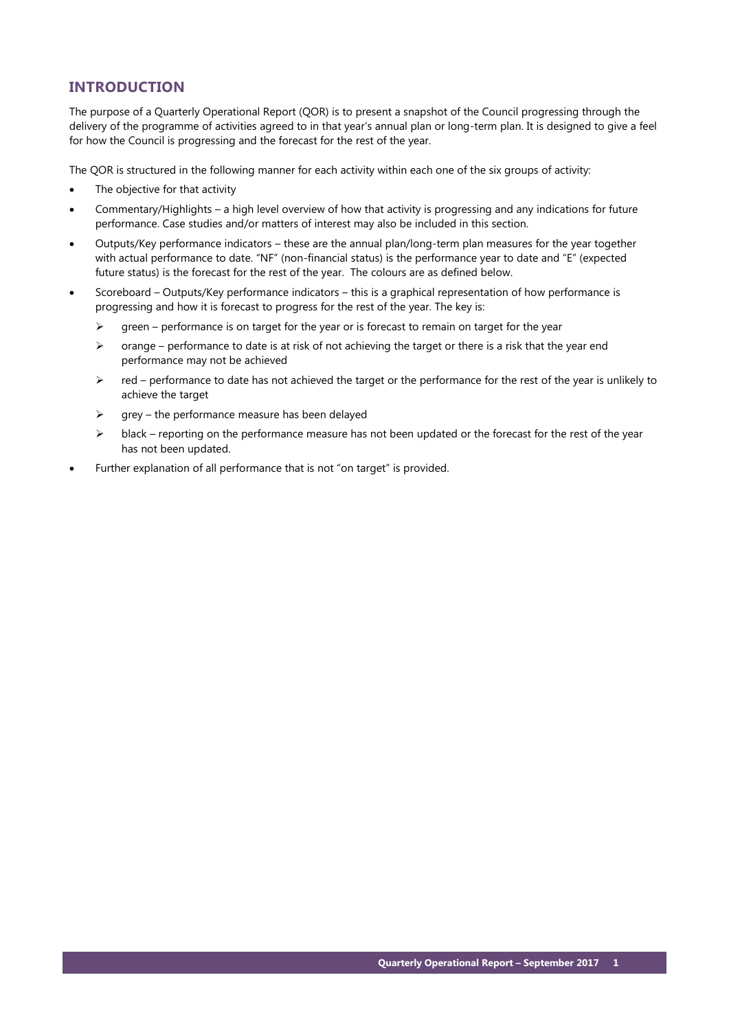## INTRODUCTION

The purpose of a Quarterly Operational Report (QOR) is to present a snapshot of the Council progressing through the delivery of the programme of activities agreed to in that year's annual plan or long-term plan. It is designed to give a feel for how the Council is progressing and the forecast for the rest of the year.

The QOR is structured in the following manner for each activity within each one of the six groups of activity:

- The objective for that activity
- Commentary/Highlights – a high level overview of how that activity is progressing and any indications for future performance. Case studies and/or matters of interest may also be included in this section.
- Outputs/Key performance indicators – these are the annual plan/long-term plan measures for the year together with actual performance to date. "NF" (non-financial status) is the performance year to date and "E" (expected future status) is the forecast for the rest of the year. The colours are as defined below.
- Scoreboard – Outputs/Key performance indicators – this is a graphical representation of how performance is progressing and how it is forecast to progress for the rest of the year. The key is:
  - green – performance is on target for the year or is forecast to remain on target for the year
  - orange – performance to date is at risk of not achieving the target or there is a risk that the year end performance may not be achieved
  - red – performance to date has not achieved the target or the performance for the rest of the year is unlikely to achieve the target
  - grey – the performance measure has been delayed
  - black – reporting on the performance measure has not been updated or the forecast for the rest of the year has not been updated.
- Further explanation of all performance that is not "on target" is provided.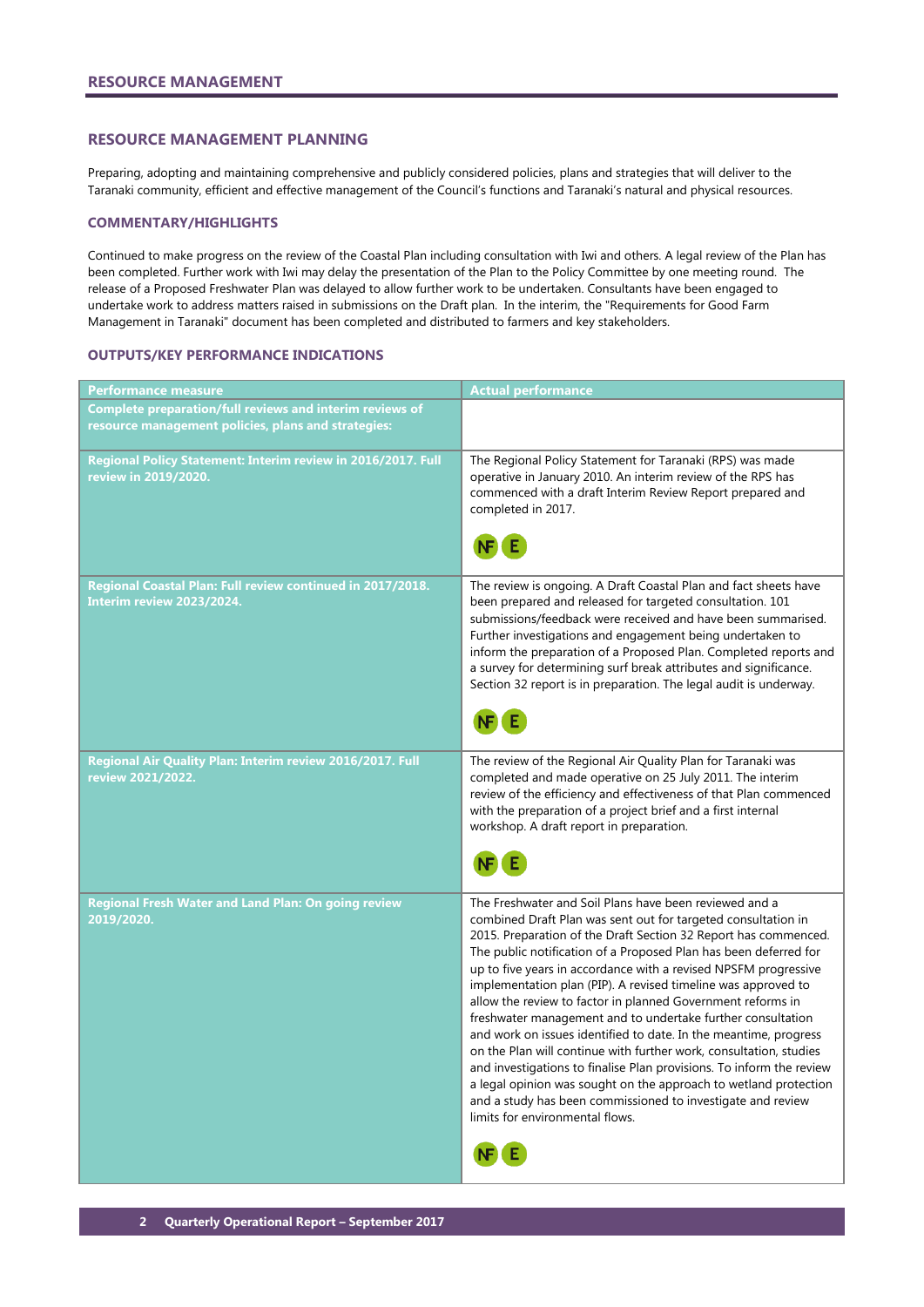# RESOURCE MANAGEMENT

## RESOURCE MANAGEMENT PLANNING

Preparing, adopting and maintaining comprehensive and publicly considered policies, plans and strategies that will deliver to the Taranaki community, efficient and effective management of the Council's functions and Taranaki's natural and physical resources.

### COMMENTARY/HIGHLIGHTS

Continued to make progress on the review of the Coastal Plan including consultation with Iwi and others. A legal review of the Plan has been completed. Further work with Iwi may delay the presentation of the Plan to the Policy Committee by one meeting round. The release of a Proposed Freshwater Plan was delayed to allow further work to be undertaken. Consultants have been engaged to undertake work to address matters raised in submissions on the Draft plan. In the interim, the "Requirements for Good Farm Management in Taranaki" document has been completed and distributed to farmers and key stakeholders.

### OUTPUTS/KEY PERFORMANCE INDICATIONS

| Performance measure | Actual performance |
|---|---|
| **Complete preparation/full reviews and interim reviews of resource management policies, plans and strategies:** | |
| **Regional Policy Statement: Interim review in 2016/2017. Full review in 2019/2020.** | The Regional Policy Statement for Taranaki (RPS) was made operative in January 2010. An interim review of the RPS has commenced with a draft Interim Review Report prepared and completed in 2017.<br><br>NF E |
| **Regional Coastal Plan: Full review continued in 2017/2018. Interim review 2023/2024.** | The review is ongoing. A Draft Coastal Plan and fact sheets have been prepared and released for targeted consultation. 101 submissions/feedback were received and have been summarised. Further investigations and engagement being undertaken to inform the preparation of a Proposed Plan. Completed reports and a survey for determining surf break attributes and significance. Section 32 report is in preparation. The legal audit is underway.<br><br>NF E |
| **Regional Air Quality Plan: Interim review 2016/2017. Full review 2021/2022.** | The review of the Regional Air Quality Plan for Taranaki was completed and made operative on 25 July 2011. The interim review of the efficiency and effectiveness of that Plan commenced with the preparation of a project brief and a first internal workshop. A draft report in preparation.<br><br>NF E |
| **Regional Fresh Water and Land Plan: On going review 2019/2020.** | The Freshwater and Soil Plans have been reviewed and a combined Draft Plan was sent out for targeted consultation in 2015. Preparation of the Draft Section 32 Report has commenced. The public notification of a Proposed Plan has been deferred for up to five years in accordance with a revised NPSFM progressive implementation plan (PIP). A revised timeline was approved to allow the review to factor in planned Government reforms in freshwater management and to undertake further consultation and work on issues identified to date. In the meantime, progress on the Plan will continue with further work, consultation, studies and investigations to finalise Plan provisions. To inform the review a legal opinion was sought on the approach to wetland protection and a study has been commissioned to investigate and review limits for environmental flows.<br><br>NF E |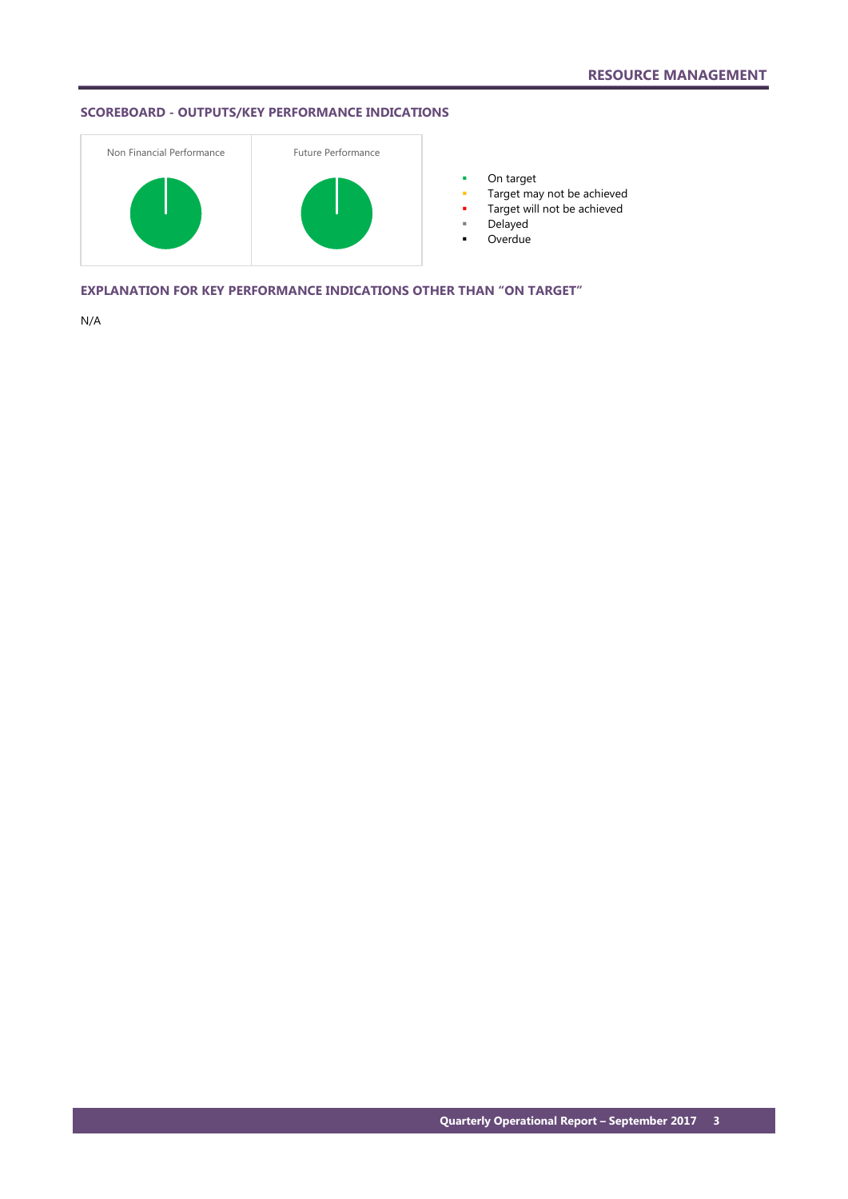# RESOURCE MANAGEMENT

## SCOREBOARD - OUTPUTS/KEY PERFORMANCE INDICATIONS

| Non Financial Performance | Future Performance |
|---|---|

- On target
- Target may not be achieved
- Target will not be achieved
- Delayed
- Overdue

## EXPLANATION FOR KEY PERFORMANCE INDICATIONS OTHER THAN "ON TARGET"

N/A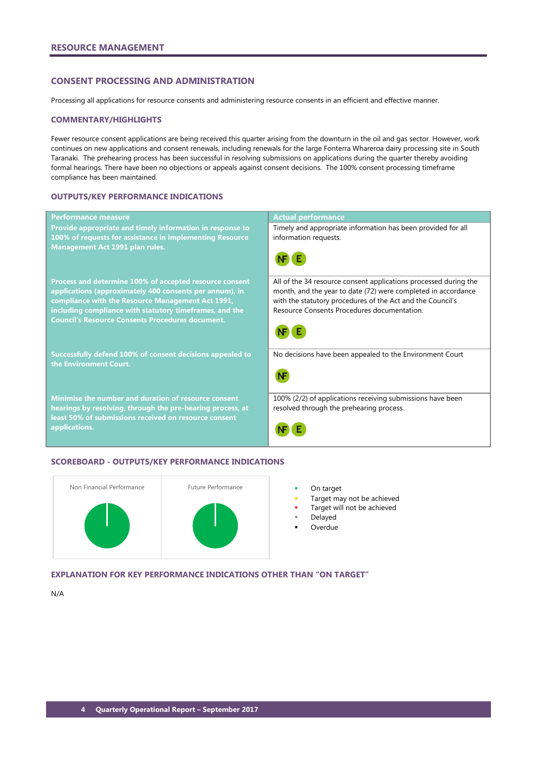# RESOURCE MANAGEMENT

## CONSENT PROCESSING AND ADMINISTRATION

Processing all applications for resource consents and administering resource consents in an efficient and effective manner.

### COMMENTARY/HIGHLIGHTS

Fewer resource consent applications are being received this quarter arising from the downturn in the oil and gas sector. However, work continues on new applications and consent renewals, including renewals for the large Fonterra Whareroa dairy processing site in South Taranaki. The prehearing process has been successful in resolving submissions on applications during the quarter thereby avoiding formal hearings. There have been no objections or appeals against consent decisions. The 100% consent processing timeframe compliance has been maintained.

### OUTPUTS/KEY PERFORMANCE INDICATIONS

| Performance measure | Actual performance |
|---|---|
| **Provide appropriate and timely information in response to 100% of requests for assistance in implementing Resource Management Act 1991 plan rules.** | Timely and appropriate information has been provided for all information requests. NF E |
| **Process and determine 100% of accepted resource consent applications (approximately 400 consents per annum), in compliance with the Resource Management Act 1991, including compliance with statutory timeframes, and the Council's Resource Consents Procedures document.** | All of the 34 resource consent applications processed during the month, and the year to date (72) were completed in accordance with the statutory procedures of the Act and the Council's Resource Consents Procedures documentation. NF E |
| **Successfully defend 100% of consent decisions appealed to the Environment Court.** | No decisions have been appealed to the Environment Court NF |
| **Minimise the number and duration of resource consent hearings by resolving, through the pre-hearing process, at least 50% of submissions received on resource consent applications.** | 100% (2/2) of applications receiving submissions have been resolved through the prehearing process. NF E |

### SCOREBOARD - OUTPUTS/KEY PERFORMANCE INDICATIONS

Non Financial Performance | Future Performance

- On target
- Target may not be achieved
- Target will not be achieved
- Delayed
- Overdue

### EXPLANATION FOR KEY PERFORMANCE INDICATIONS OTHER THAN "ON TARGET"

N/A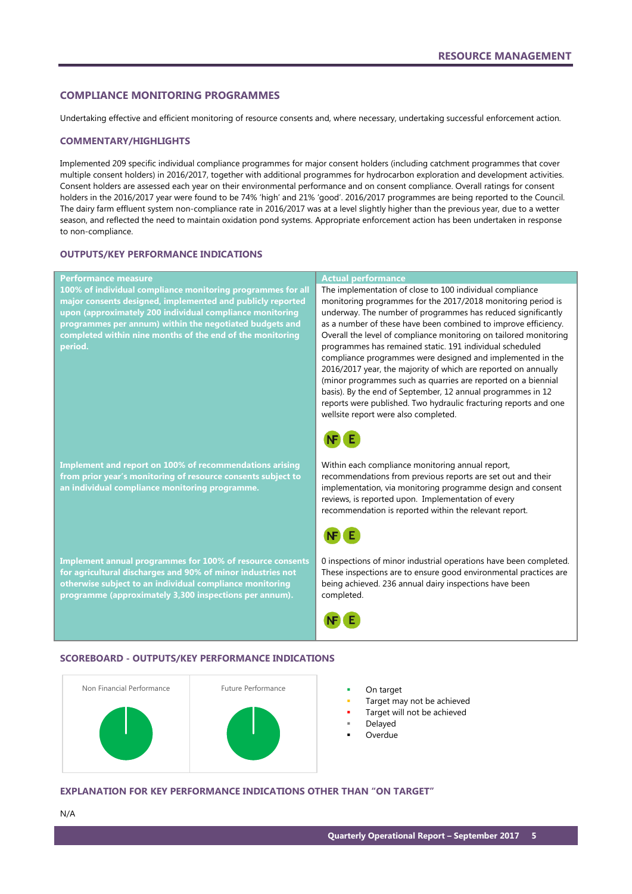## COMPLIANCE MONITORING PROGRAMMES

Undertaking effective and efficient monitoring of resource consents and, where necessary, undertaking successful enforcement action.

### COMMENTARY/HIGHLIGHTS

Implemented 209 specific individual compliance programmes for major consent holders (including catchment programmes that cover multiple consent holders) in 2016/2017, together with additional programmes for hydrocarbon exploration and development activities. Consent holders are assessed each year on their environmental performance and on consent compliance. Overall ratings for consent holders in the 2016/2017 year were found to be 74% 'high' and 21% 'good'. 2016/2017 programmes are being reported to the Council. The dairy farm effluent system non-compliance rate in 2016/2017 was at a level slightly higher than the previous year, due to a wetter season, and reflected the need to maintain oxidation pond systems. Appropriate enforcement action has been undertaken in response to non-compliance.

### OUTPUTS/KEY PERFORMANCE INDICATIONS

| Performance measure | Actual performance |
|---|---|
| **100% of individual compliance monitoring programmes for all major consents designed, implemented and publicly reported upon (approximately 200 individual compliance monitoring programmes per annum) within the negotiated budgets and completed within nine months of the end of the monitoring period.** | The implementation of close to 100 individual compliance monitoring programmes for the 2017/2018 monitoring period is underway. The number of programmes has reduced significantly as a number of these have been combined to improve efficiency. Overall the level of compliance monitoring on tailored monitoring programmes has remained static. 191 individual scheduled compliance programmes were designed and implemented in the 2016/2017 year, the majority of which are reported on annually (minor programmes such as quarries are reported on a biennial basis). By the end of September, 12 annual programmes in 12 reports were published. Two hydraulic fracturing reports and one wellsite report were also completed. NF E |
| **Implement and report on 100% of recommendations arising from prior year's monitoring of resource consents subject to an individual compliance monitoring programme.** | Within each compliance monitoring annual report, recommendations from previous reports are set out and their implementation, via monitoring programme design and consent reviews, is reported upon. Implementation of every recommendation is reported within the relevant report. NF E |
| **Implement annual programmes for 100% of resource consents for agricultural discharges and 90% of minor industries not otherwise subject to an individual compliance monitoring programme (approximately 3,300 inspections per annum).** | 0 inspections of minor industrial operations have been completed. These inspections are to ensure good environmental practices are being achieved. 236 annual dairy inspections have been completed. NF E |

### SCOREBOARD - OUTPUTS/KEY PERFORMANCE INDICATIONS

Non Financial Performance

Future Performance

- On target
- Target may not be achieved
- Target will not be achieved
- Delayed
- Overdue

### EXPLANATION FOR KEY PERFORMANCE INDICATIONS OTHER THAN "ON TARGET"

N/A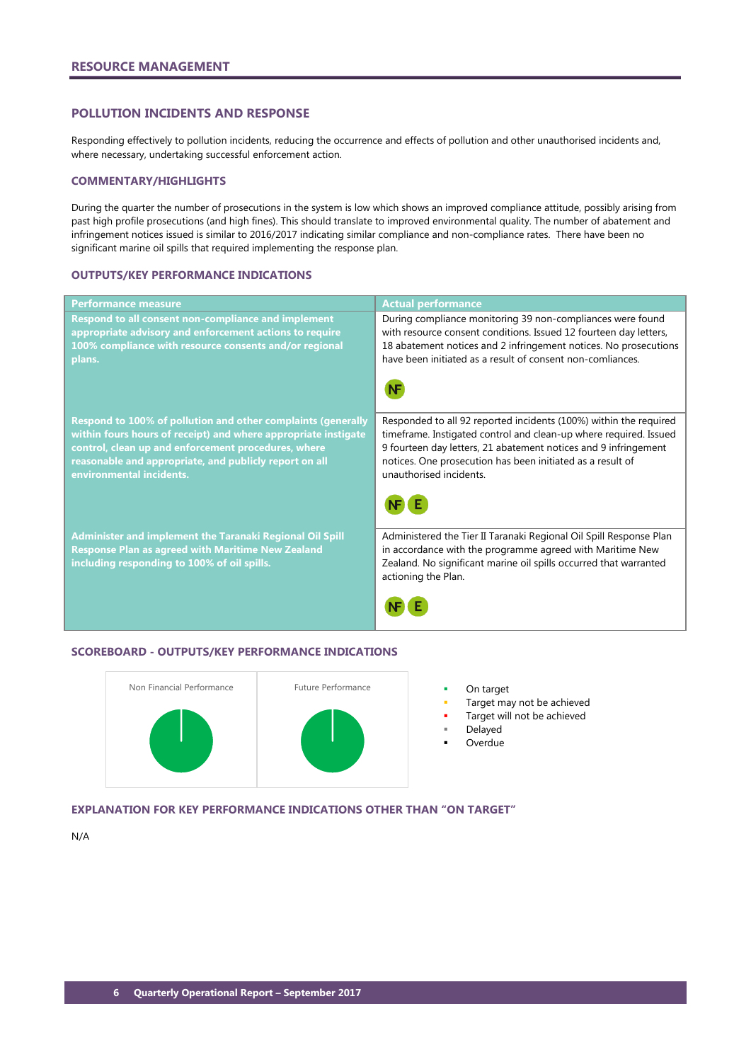## RESOURCE MANAGEMENT

### POLLUTION INCIDENTS AND RESPONSE

Responding effectively to pollution incidents, reducing the occurrence and effects of pollution and other unauthorised incidents and, where necessary, undertaking successful enforcement action.

### COMMENTARY/HIGHLIGHTS

During the quarter the number of prosecutions in the system is low which shows an improved compliance attitude, possibly arising from past high profile prosecutions (and high fines). This should translate to improved environmental quality. The number of abatement and infringement notices issued is similar to 2016/2017 indicating similar compliance and non-compliance rates. There have been no significant marine oil spills that required implementing the response plan.

### OUTPUTS/KEY PERFORMANCE INDICATIONS

| Performance measure | Actual performance |
|---|---|
| **Respond to all consent non-compliance and implement appropriate advisory and enforcement actions to require 100% compliance with resource consents and/or regional plans.** | During compliance monitoring 39 non-compliances were found with resource consent conditions. Issued 12 fourteen day letters, 18 abatement notices and 2 infringement notices. No prosecutions have been initiated as a result of consent non-comliances. NF |
| **Respond to 100% of pollution and other complaints (generally within fours hours of receipt) and where appropriate instigate control, clean up and enforcement procedures, where reasonable and appropriate, and publicly report on all environmental incidents.** | Responded to all 92 reported incidents (100%) within the required timeframe. Instigated control and clean-up where required. Issued 9 fourteen day letters, 21 abatement notices and 9 infringement notices. One prosecution has been initiated as a result of unauthorised incidents. NF E |
| **Administer and implement the Taranaki Regional Oil Spill Response Plan as agreed with Maritime New Zealand including responding to 100% of oil spills.** | Administered the Tier II Taranaki Regional Oil Spill Response Plan in accordance with the programme agreed with Maritime New Zealand. No significant marine oil spills occurred that warranted actioning the Plan. NF E |

### SCOREBOARD - OUTPUTS/KEY PERFORMANCE INDICATIONS

Non Financial Performance | Future Performance

- On target
- Target may not be achieved
- Target will not be achieved
- Delayed
- Overdue

### EXPLANATION FOR KEY PERFORMANCE INDICATIONS OTHER THAN "ON TARGET"

N/A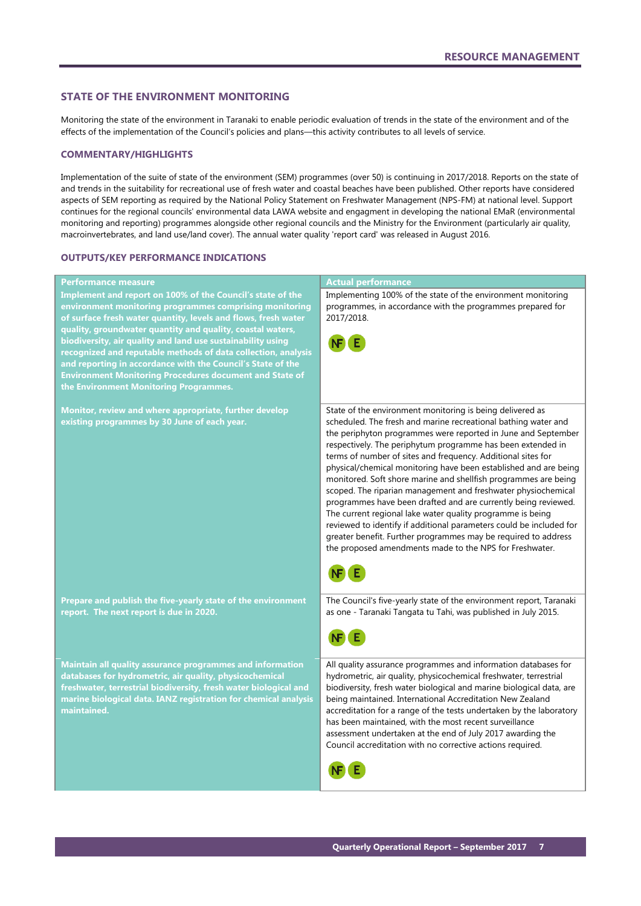## STATE OF THE ENVIRONMENT MONITORING

Monitoring the state of the environment in Taranaki to enable periodic evaluation of trends in the state of the environment and of the effects of the implementation of the Council's policies and plans—this activity contributes to all levels of service.

### COMMENTARY/HIGHLIGHTS

Implementation of the suite of state of the environment (SEM) programmes (over 50) is continuing in 2017/2018. Reports on the state of and trends in the suitability for recreational use of fresh water and coastal beaches have been published. Other reports have considered aspects of SEM reporting as required by the National Policy Statement on Freshwater Management (NPS-FM) at national level. Support continues for the regional councils' environmental data LAWA website and engagment in developing the national EMaR (environmental monitoring and reporting) programmes alongside other regional councils and the Ministry for the Environment (particularly air quality, macroinvertebrates, and land use/land cover). The annual water quality 'report card' was released in August 2016.

### OUTPUTS/KEY PERFORMANCE INDICATIONS

| Performance measure | Actual performance |
|---|---|
| **Implement and report on 100% of the Council's state of the environment monitoring programmes comprising monitoring of surface fresh water quantity, levels and flows, fresh water quality, groundwater quantity and quality, coastal waters, biodiversity, air quality and land use sustainability using recognized and reputable methods of data collection, analysis and reporting in accordance with the Council's State of the Environment Monitoring Procedures document and State of the Environment Monitoring Programmes.** | Implementing 100% of the state of the environment monitoring programmes, in accordance with the programmes prepared for 2017/2018. NF E |
| **Monitor, review and where appropriate, further develop existing programmes by 30 June of each year.** | State of the environment monitoring is being delivered as scheduled. The fresh and marine recreational bathing water and the periphyton programmes were reported in June and September respectively. The periphytum programme has been extended in terms of number of sites and frequency. Additional sites for physical/chemical monitoring have been established and are being monitored. Soft shore marine and shellfish programmes are being scoped. The riparian management and freshwater physiochemical programmes have been drafted and are currently being reviewed. The current regional lake water quality programme is being reviewed to identify if additional parameters could be included for greater benefit. Further programmes may be required to address the proposed amendments made to the NPS for Freshwater. NF E |
| **Prepare and publish the five-yearly state of the environment report. The next report is due in 2020.** | The Council's five-yearly state of the environment report, Taranaki as one - Taranaki Tangata tu Tahi, was published in July 2015. NF E |
| **Maintain all quality assurance programmes and information databases for hydrometric, air quality, physicochemical freshwater, terrestrial biodiversity, fresh water biological and marine biological data. IANZ registration for chemical analysis maintained.** | All quality assurance programmes and information databases for hydrometric, air quality, physicochemical freshwater, terrestrial biodiversity, fresh water biological and marine biological data, are being maintained. International Accreditation New Zealand accreditation for a range of the tests undertaken by the laboratory has been maintained, with the most recent surveillance assessment undertaken at the end of July 2017 awarding the Council accreditation with no corrective actions required. NF E |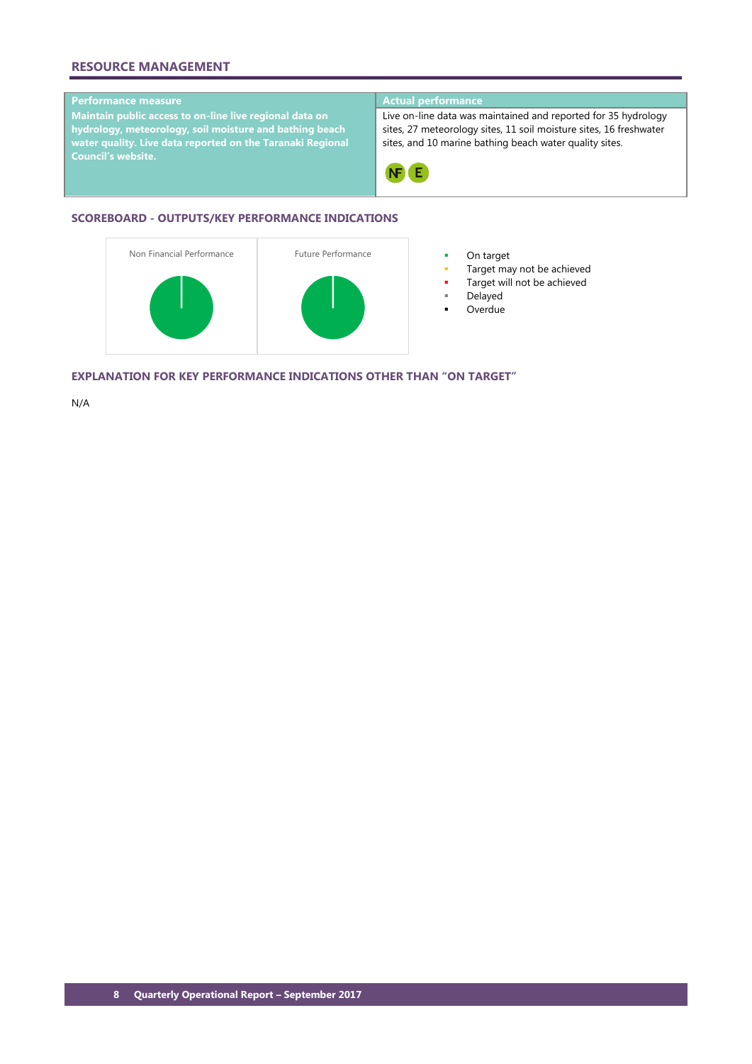## RESOURCE MANAGEMENT

| Performance measure | Actual performance |
|---|---|
| **Maintain public access to on-line live regional data on hydrology, meteorology, soil moisture and bathing beach water quality. Live data reported on the Taranaki Regional Council's website.** | Live on-line data was maintained and reported for 35 hydrology sites, 27 meteorology sites, 11 soil moisture sites, 16 freshwater sites, and 10 marine bathing beach water quality sites. NF E |

### SCOREBOARD - OUTPUTS/KEY PERFORMANCE INDICATIONS

Non Financial Performance

Future Performance

- On target
- Target may not be achieved
- Target will not be achieved
- Delayed
- Overdue

### EXPLANATION FOR KEY PERFORMANCE INDICATIONS OTHER THAN "ON TARGET"

N/A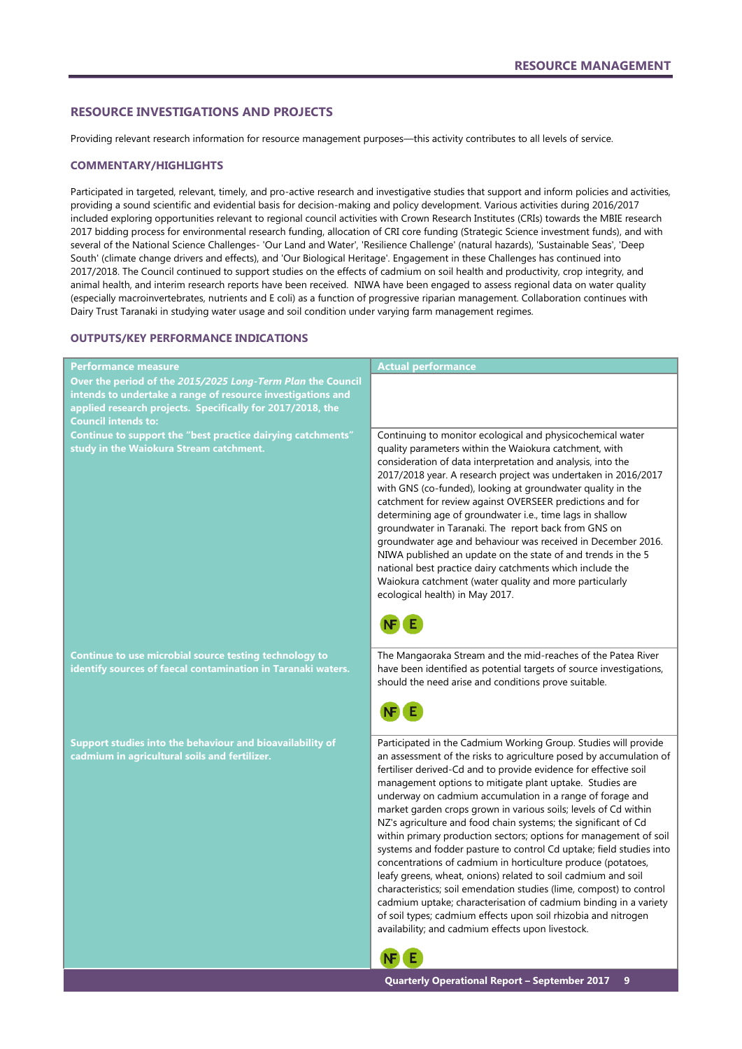## RESOURCE INVESTIGATIONS AND PROJECTS

Providing relevant research information for resource management purposes—this activity contributes to all levels of service.

### COMMENTARY/HIGHLIGHTS

Participated in targeted, relevant, timely, and pro-active research and investigative studies that support and inform policies and activities, providing a sound scientific and evidential basis for decision-making and policy development. Various activities during 2016/2017 included exploring opportunities relevant to regional council activities with Crown Research Institutes (CRIs) towards the MBIE research 2017 bidding process for environmental research funding, allocation of CRI core funding (Strategic Science investment funds), and with several of the National Science Challenges- 'Our Land and Water', 'Resilience Challenge' (natural hazards), 'Sustainable Seas', 'Deep South' (climate change drivers and effects), and 'Our Biological Heritage'. Engagement in these Challenges has continued into 2017/2018. The Council continued to support studies on the effects of cadmium on soil health and productivity, crop integrity, and animal health, and interim research reports have been received. NIWA have been engaged to assess regional data on water quality (especially macroinvertebrates, nutrients and E coli) as a function of progressive riparian management. Collaboration continues with Dairy Trust Taranaki in studying water usage and soil condition under varying farm management regimes.

### OUTPUTS/KEY PERFORMANCE INDICATIONS

| Performance measure | Actual performance |
|---|---|
| **Over the period of the *2015/2025 Long-Term Plan* the Council intends to undertake a range of resource investigations and applied research projects. Specifically for 2017/2018, the Council intends to:** | |
| **Continue to support the "best practice dairying catchments" study in the Waiokura Stream catchment.** | Continuing to monitor ecological and physicochemical water quality parameters within the Waiokura catchment, with consideration of data interpretation and analysis, into the 2017/2018 year. A research project was undertaken in 2016/2017 with GNS (co-funded), looking at groundwater quality in the catchment for review against OVERSEER predictions and for determining age of groundwater i.e., time lags in shallow groundwater in Taranaki. The report back from GNS on groundwater age and behaviour was received in December 2016. NIWA published an update on the state of and trends in the 5 national best practice dairy catchments which include the Waiokura catchment (water quality and more particularly ecological health) in May 2017. NF E |
| **Continue to use microbial source testing technology to identify sources of faecal contamination in Taranaki waters.** | The Mangaoraka Stream and the mid-reaches of the Patea River have been identified as potential targets of source investigations, should the need arise and conditions prove suitable. NF E |
| **Support studies into the behaviour and bioavailability of cadmium in agricultural soils and fertilizer.** | Participated in the Cadmium Working Group. Studies will provide an assessment of the risks to agriculture posed by accumulation of fertiliser derived-Cd and to provide evidence for effective soil management options to mitigate plant uptake. Studies are underway on cadmium accumulation in a range of forage and market garden crops grown in various soils; levels of Cd within NZ's agriculture and food chain systems; the significant of Cd within primary production sectors; options for management of soil systems and fodder pasture to control Cd uptake; field studies into concentrations of cadmium in horticulture produce (potatoes, leafy greens, wheat, onions) related to soil cadmium and soil characteristics; soil emendation studies (lime, compost) to control cadmium uptake; characterisation of cadmium binding in a variety of soil types; cadmium effects upon soil rhizobia and nitrogen availability; and cadmium effects upon livestock. NF E |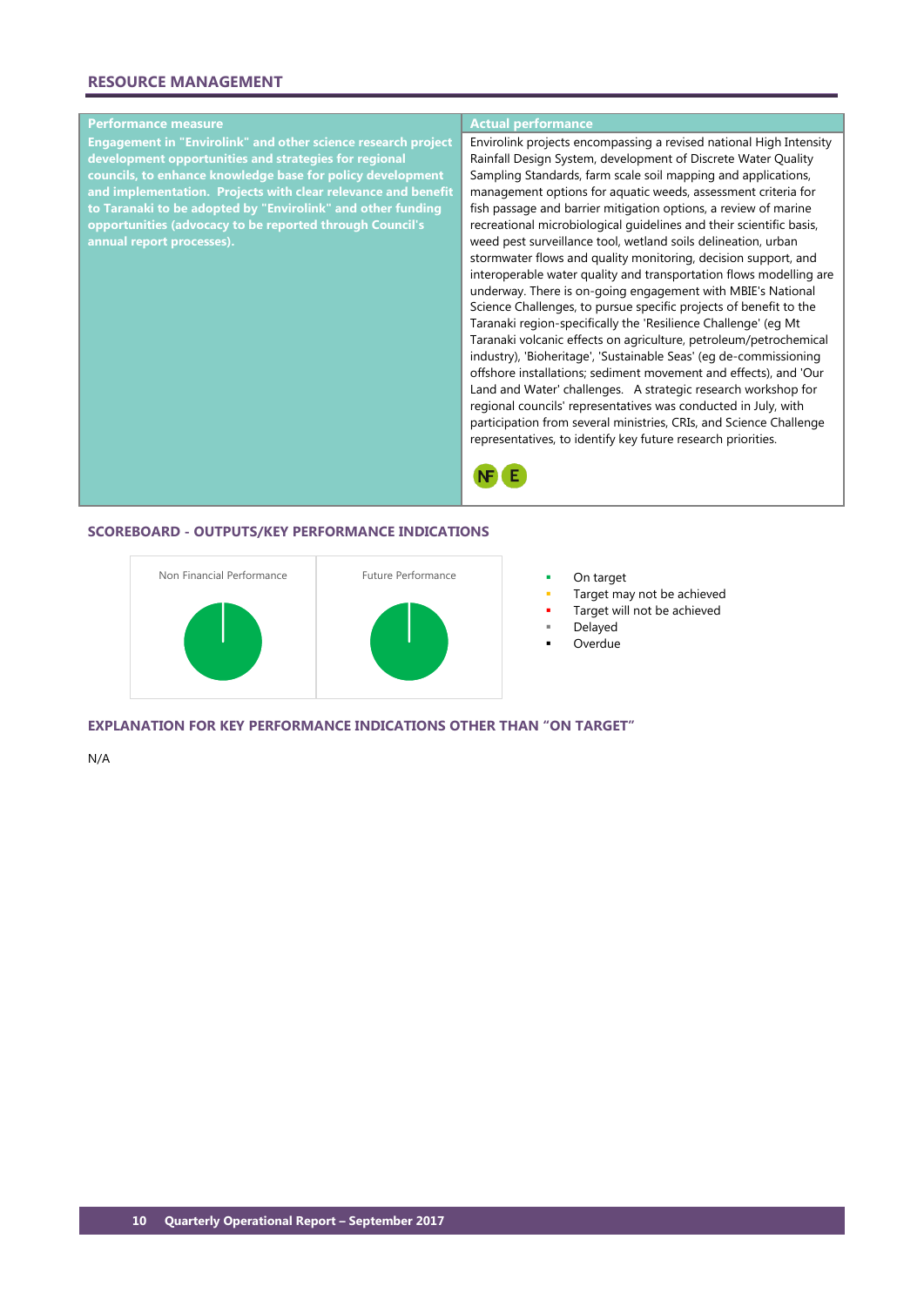## RESOURCE MANAGEMENT

| Performance measure | Actual performance |
|---|---|
| **Engagement in "Envirolink" and other science research project development opportunities and strategies for regional councils, to enhance knowledge base for policy development and implementation. Projects with clear relevance and benefit to Taranaki to be adopted by "Envirolink" and other funding opportunities (advocacy to be reported through Council's annual report processes).** | Envirolink projects encompassing a revised national High Intensity Rainfall Design System, development of Discrete Water Quality Sampling Standards, farm scale soil mapping and applications, management options for aquatic weeds, assessment criteria for fish passage and barrier mitigation options, a review of marine recreational microbiological guidelines and their scientific basis, weed pest surveillance tool, wetland soils delineation, urban stormwater flows and quality monitoring, decision support, and interoperable water quality and transportation flows modelling are underway. There is on-going engagement with MBIE's National Science Challenges, to pursue specific projects of benefit to the Taranaki region-specifically the 'Resilience Challenge' (eg Mt Taranaki volcanic effects on agriculture, petroleum/petrochemical industry), 'Bioheritage', 'Sustainable Seas' (eg de-commissioning offshore installations; sediment movement and effects), and 'Our Land and Water' challenges. A strategic research workshop for regional councils' representatives was conducted in July, with participation from several ministries, CRIs, and Science Challenge representatives, to identify key future research priorities. NF E |

### SCOREBOARD - OUTPUTS/KEY PERFORMANCE INDICATIONS

Non Financial Performance

Future Performance

- On target
- Target may not be achieved
- Target will not be achieved
- Delayed
- Overdue

### EXPLANATION FOR KEY PERFORMANCE INDICATIONS OTHER THAN "ON TARGET"

N/A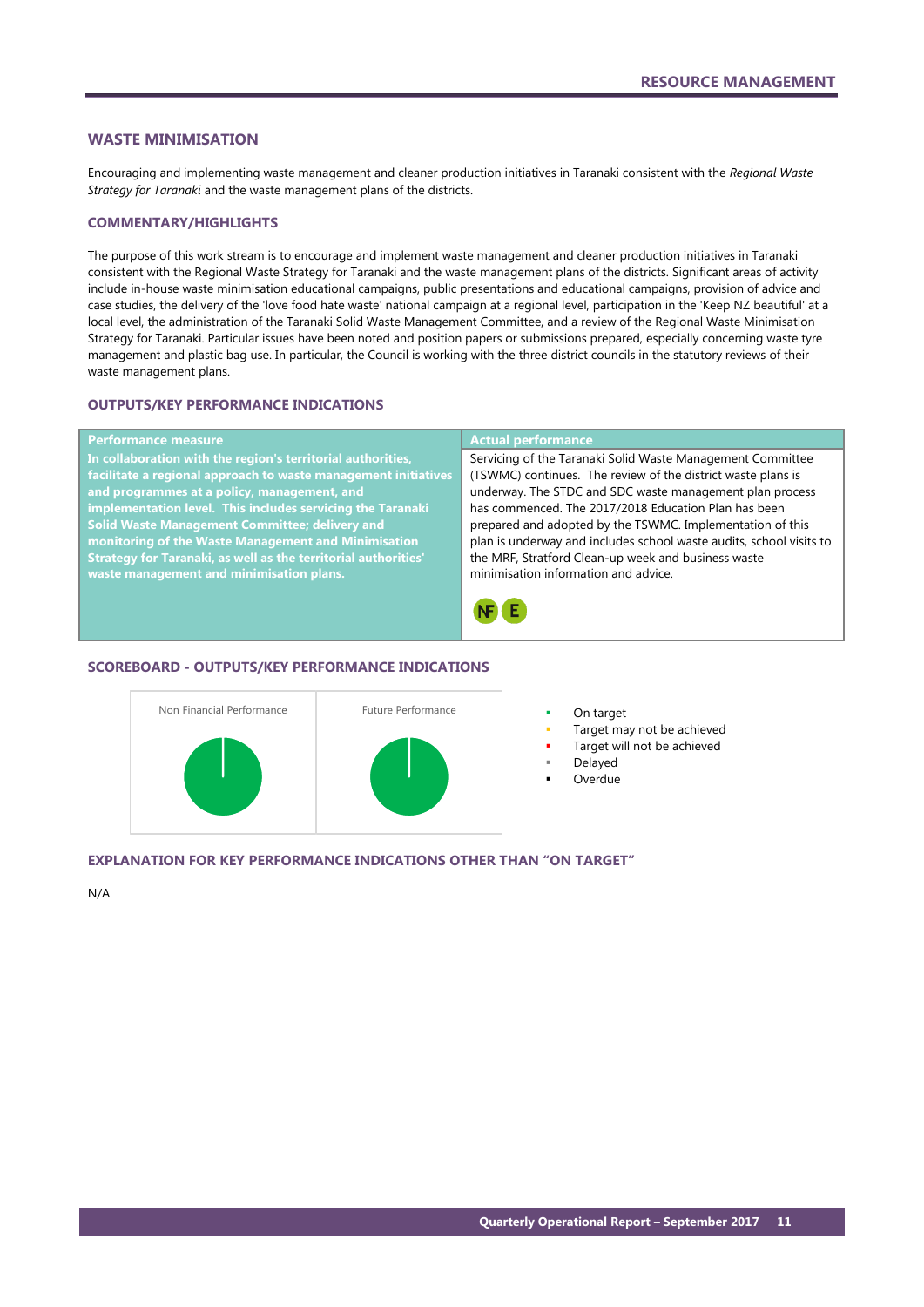## WASTE MINIMISATION

Encouraging and implementing waste management and cleaner production initiatives in Taranaki consistent with the *Regional Waste Strategy for Taranaki* and the waste management plans of the districts.

### COMMENTARY/HIGHLIGHTS

The purpose of this work stream is to encourage and implement waste management and cleaner production initiatives in Taranaki consistent with the Regional Waste Strategy for Taranaki and the waste management plans of the districts. Significant areas of activity include in-house waste minimisation educational campaigns, public presentations and educational campaigns, provision of advice and case studies, the delivery of the 'love food hate waste' national campaign at a regional level, participation in the 'Keep NZ beautiful' at a local level, the administration of the Taranaki Solid Waste Management Committee, and a review of the Regional Waste Minimisation Strategy for Taranaki. Particular issues have been noted and position papers or submissions prepared, especially concerning waste tyre management and plastic bag use. In particular, the Council is working with the three district councils in the statutory reviews of their waste management plans.

### OUTPUTS/KEY PERFORMANCE INDICATIONS

| Performance measure | Actual performance |
|---|---|
| **In collaboration with the region's territorial authorities, facilitate a regional approach to waste management initiatives and programmes at a policy, management, and implementation level. This includes servicing the Taranaki Solid Waste Management Committee; delivery and monitoring of the Waste Management and Minimisation Strategy for Taranaki, as well as the territorial authorities' waste management and minimisation plans.** | Servicing of the Taranaki Solid Waste Management Committee (TSWMC) continues. The review of the district waste plans is underway. The STDC and SDC waste management plan process has commenced. The 2017/2018 Education Plan has been prepared and adopted by the TSWMC. Implementation of this plan is underway and includes school waste audits, school visits to the MRF, Stratford Clean-up week and business waste minimisation information and advice. NF E |

### SCOREBOARD - OUTPUTS/KEY PERFORMANCE INDICATIONS

Non Financial Performance | Future Performance

- On target
- Target may not be achieved
- Target will not be achieved
- Delayed
- Overdue

### EXPLANATION FOR KEY PERFORMANCE INDICATIONS OTHER THAN "ON TARGET"

N/A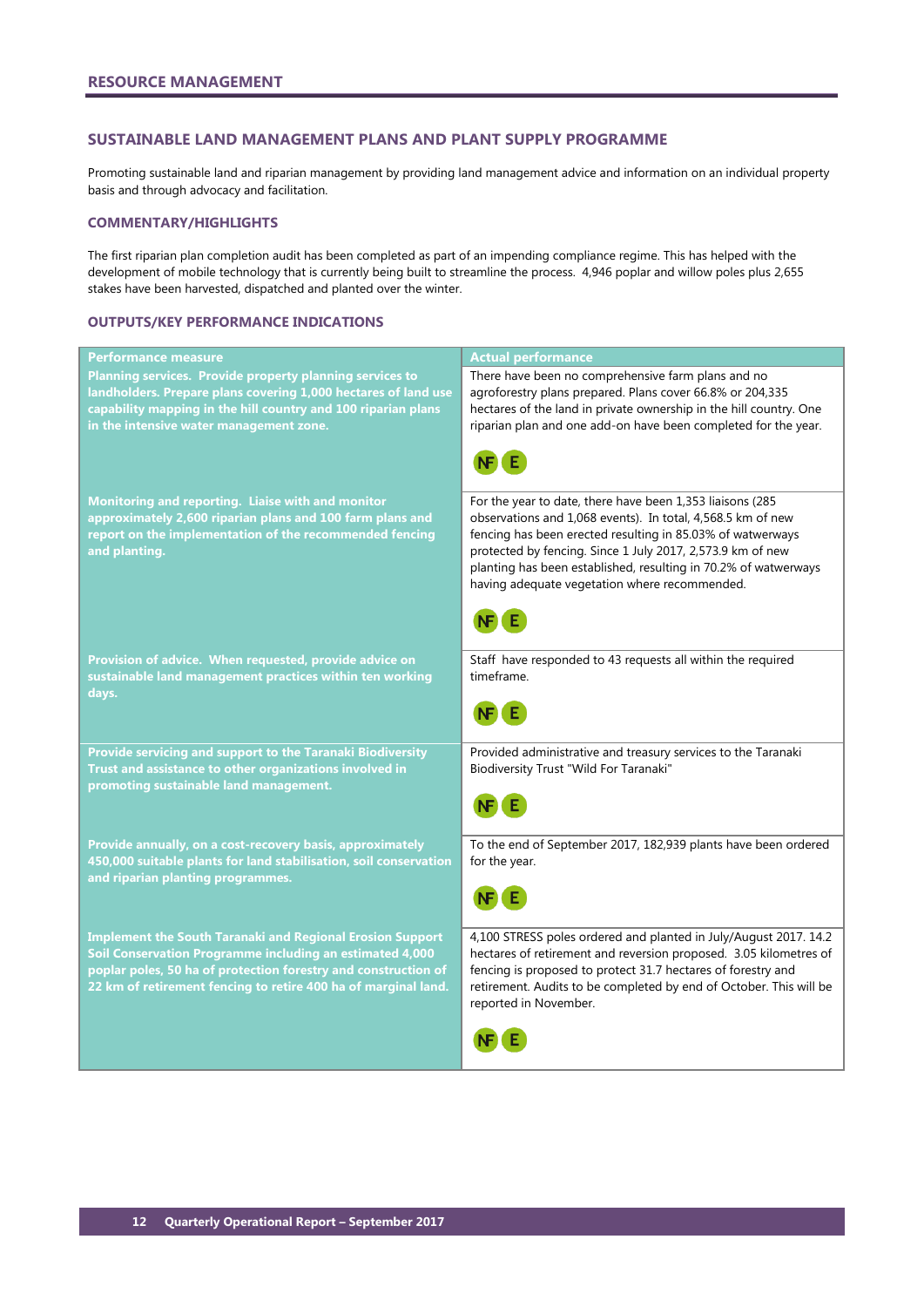## RESOURCE MANAGEMENT

### SUSTAINABLE LAND MANAGEMENT PLANS AND PLANT SUPPLY PROGRAMME

Promoting sustainable land and riparian management by providing land management advice and information on an individual property basis and through advocacy and facilitation.

#### COMMENTARY/HIGHLIGHTS

The first riparian plan completion audit has been completed as part of an impending compliance regime. This has helped with the development of mobile technology that is currently being built to streamline the process. 4,946 poplar and willow poles plus 2,655 stakes have been harvested, dispatched and planted over the winter.

#### OUTPUTS/KEY PERFORMANCE INDICATIONS

| Performance measure | Actual performance |
|---|---|
| **Planning services. Provide property planning services to landholders. Prepare plans covering 1,000 hectares of land use capability mapping in the hill country and 100 riparian plans in the intensive water management zone.** | There have been no comprehensive farm plans and no agroforestry plans prepared. Plans cover 66.8% or 204,335 hectares of the land in private ownership in the hill country. One riparian plan and one add-on have been completed for the year. NF E |
| **Monitoring and reporting. Liaise with and monitor approximately 2,600 riparian plans and 100 farm plans and report on the implementation of the recommended fencing and planting.** | For the year to date, there have been 1,353 liaisons (285 observations and 1,068 events). In total, 4,568.5 km of new fencing has been erected resulting in 85.03% of waterways protected by fencing. Since 1 July 2017, 2,573.9 km of new planting has been established, resulting in 70.2% of waterways having adequate vegetation where recommended. NF E |
| **Provision of advice. When requested, provide advice on sustainable land management practices within ten working days.** | Staff have responded to 43 requests all within the required timeframe. NF E |
| **Provide servicing and support to the Taranaki Biodiversity Trust and assistance to other organizations involved in promoting sustainable land management.** | Provided administrative and treasury services to the Taranaki Biodiversity Trust "Wild For Taranaki" NF E |
| **Provide annually, on a cost-recovery basis, approximately 450,000 suitable plants for land stabilisation, soil conservation and riparian planting programmes.** | To the end of September 2017, 182,939 plants have been ordered for the year. NF E |
| **Implement the South Taranaki and Regional Erosion Support Soil Conservation Programme including an estimated 4,000 poplar poles, 50 ha of protection forestry and construction of 22 km of retirement fencing to retire 400 ha of marginal land.** | 4,100 STRESS poles ordered and planted in July/August 2017. 14.2 hectares of retirement and reversion proposed. 3.05 kilometres of fencing is proposed to protect 31.7 hectares of forestry and retirement. Audits to be completed by end of October. This will be reported in November. NF E |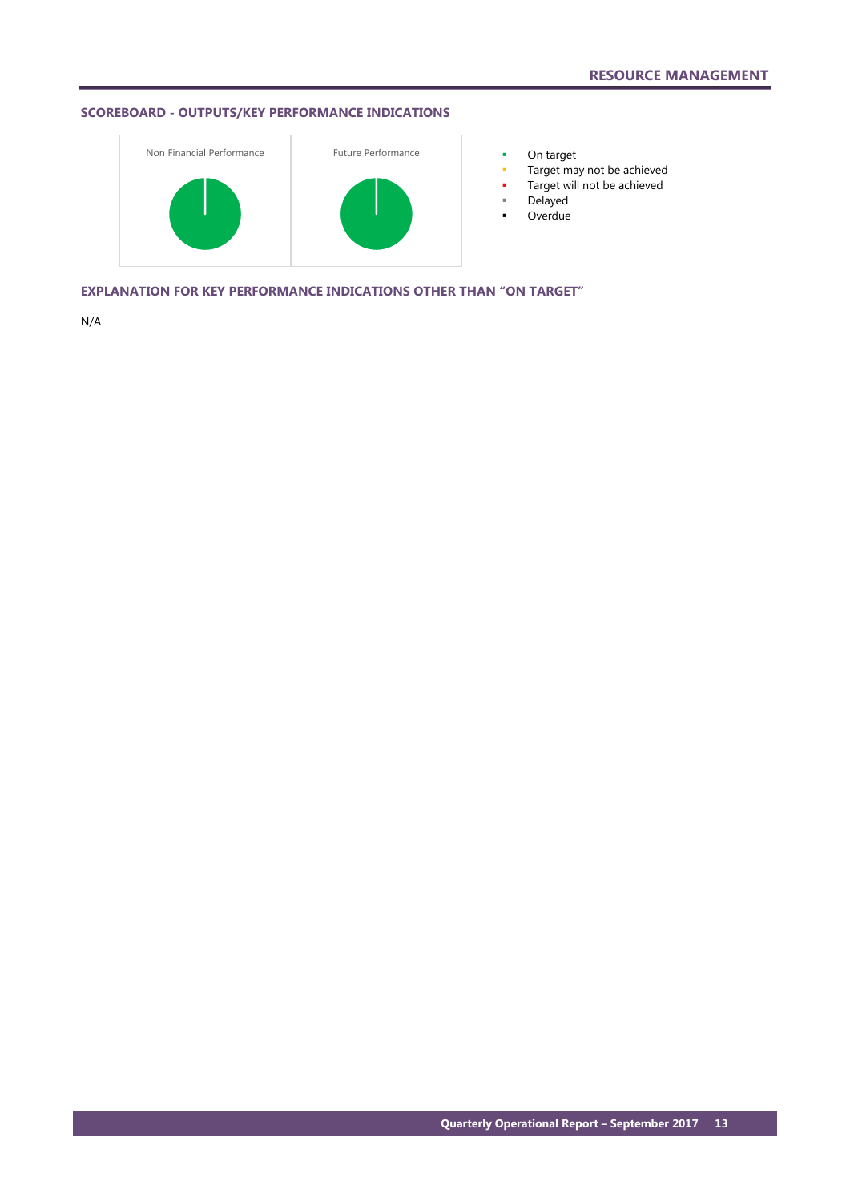## SCOREBOARD - OUTPUTS/KEY PERFORMANCE INDICATIONS

Non Financial Performance

Future Performance

- On target
- Target may not be achieved
- Target will not be achieved
- Delayed
- Overdue

## EXPLANATION FOR KEY PERFORMANCE INDICATIONS OTHER THAN "ON TARGET"

N/A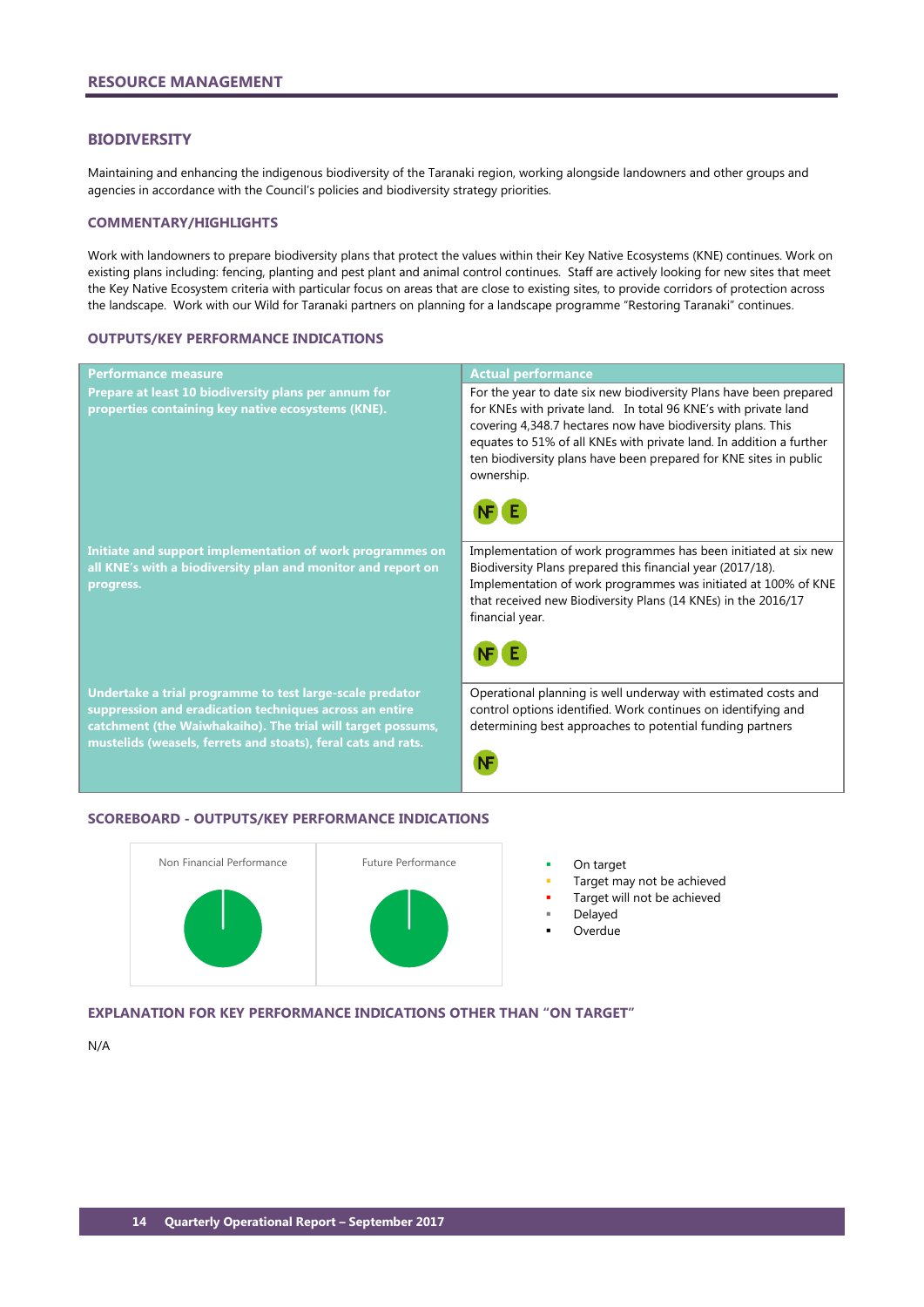## RESOURCE MANAGEMENT

### BIODIVERSITY

Maintaining and enhancing the indigenous biodiversity of the Taranaki region, working alongside landowners and other groups and agencies in accordance with the Council's policies and biodiversity strategy priorities.

### COMMENTARY/HIGHLIGHTS

Work with landowners to prepare biodiversity plans that protect the values within their Key Native Ecosystems (KNE) continues. Work on existing plans including: fencing, planting and pest plant and animal control continues. Staff are actively looking for new sites that meet the Key Native Ecosystem criteria with particular focus on areas that are close to existing sites, to provide corridors of protection across the landscape. Work with our Wild for Taranaki partners on planning for a landscape programme "Restoring Taranaki" continues.

### OUTPUTS/KEY PERFORMANCE INDICATIONS

| Performance measure | Actual performance |
|---|---|
| **Prepare at least 10 biodiversity plans per annum for properties containing key native ecosystems (KNE).** | For the year to date six new biodiversity Plans have been prepared for KNEs with private land. In total 96 KNE's with private land covering 4,348.7 hectares now have biodiversity plans. This equates to 51% of all KNEs with private land. In addition a further ten biodiversity plans have been prepared for KNE sites in public ownership. NF E |
| **Initiate and support implementation of work programmes on all KNE's with a biodiversity plan and monitor and report on progress.** | Implementation of work programmes has been initiated at six new Biodiversity Plans prepared this financial year (2017/18). Implementation of work programmes was initiated at 100% of KNE that received new Biodiversity Plans (14 KNEs) in the 2016/17 financial year. NF E |
| **Undertake a trial programme to test large-scale predator suppression and eradication techniques across an entire catchment (the Waiwhakaiho). The trial will target possums, mustelids (weasels, ferrets and stoats), feral cats and rats.** | Operational planning is well underway with estimated costs and control options identified. Work continues on identifying and determining best approaches to potential funding partners NF |

### SCOREBOARD - OUTPUTS/KEY PERFORMANCE INDICATIONS

Non Financial Performance | Future Performance

- On target
- Target may not be achieved
- Target will not be achieved
- Delayed
- Overdue

### EXPLANATION FOR KEY PERFORMANCE INDICATIONS OTHER THAN "ON TARGET"

N/A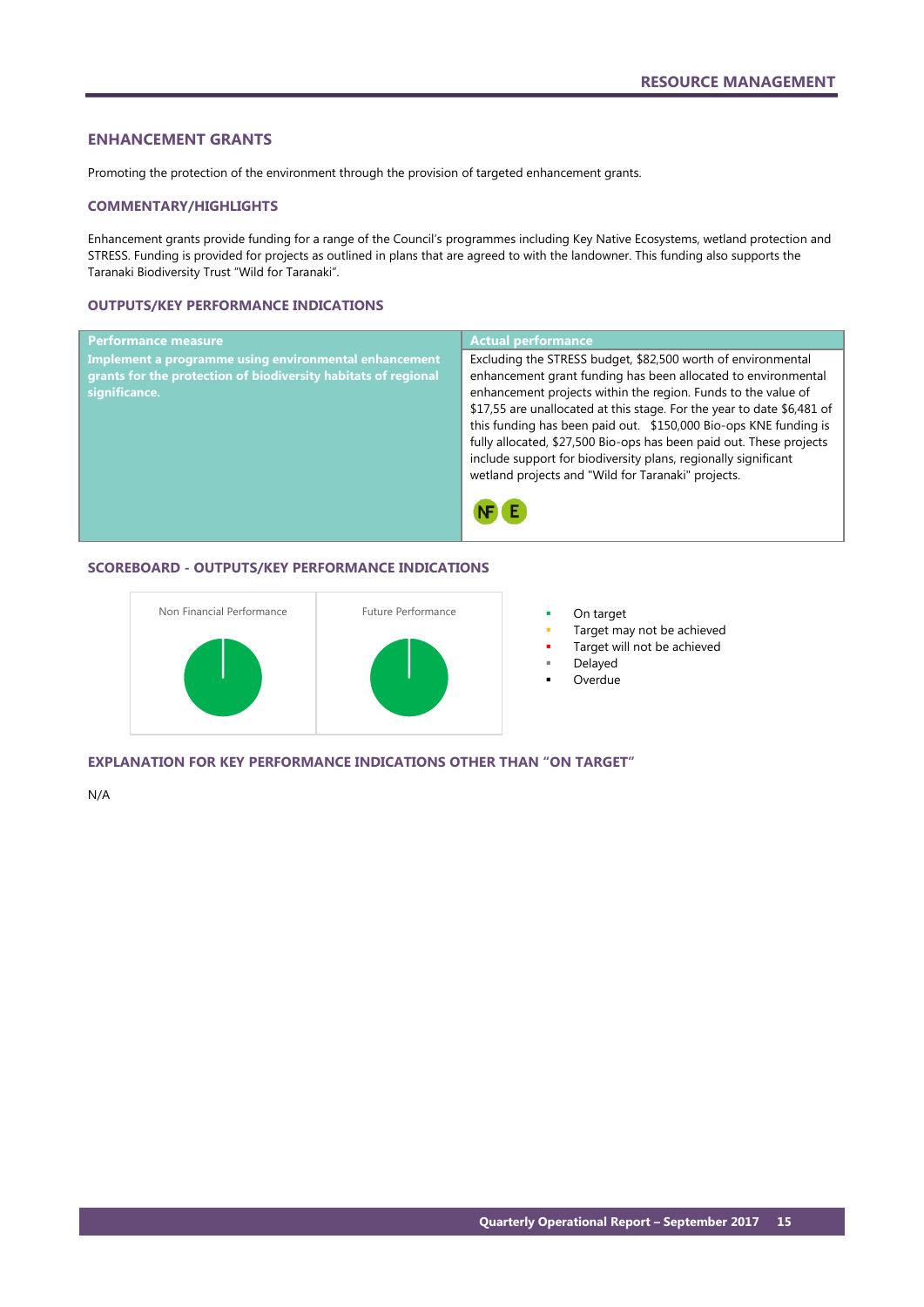## ENHANCEMENT GRANTS

Promoting the protection of the environment through the provision of targeted enhancement grants.

### COMMENTARY/HIGHLIGHTS

Enhancement grants provide funding for a range of the Council's programmes including Key Native Ecosystems, wetland protection and STRESS. Funding is provided for projects as outlined in plans that are agreed to with the landowner. This funding also supports the Taranaki Biodiversity Trust "Wild for Taranaki".

### OUTPUTS/KEY PERFORMANCE INDICATIONS

| Performance measure | Actual performance |
|---|---|
| **Implement a programme using environmental enhancement grants for the protection of biodiversity habitats of regional significance.** | Excluding the STRESS budget, $82,500 worth of environmental enhancement grant funding has been allocated to environmental enhancement projects within the region. Funds to the value of $17,55 are unallocated at this stage. For the year to date $6,481 of this funding has been paid out. $150,000 Bio-ops KNE funding is fully allocated, $27,500 Bio-ops has been paid out. These projects include support for biodiversity plans, regionally significant wetland projects and "Wild for Taranaki" projects. NF E |

### SCOREBOARD - OUTPUTS/KEY PERFORMANCE INDICATIONS

Non Financial Performance

Future Performance

- On target
- Target may not be achieved
- Target will not be achieved
- Delayed
- Overdue

### EXPLANATION FOR KEY PERFORMANCE INDICATIONS OTHER THAN "ON TARGET"

N/A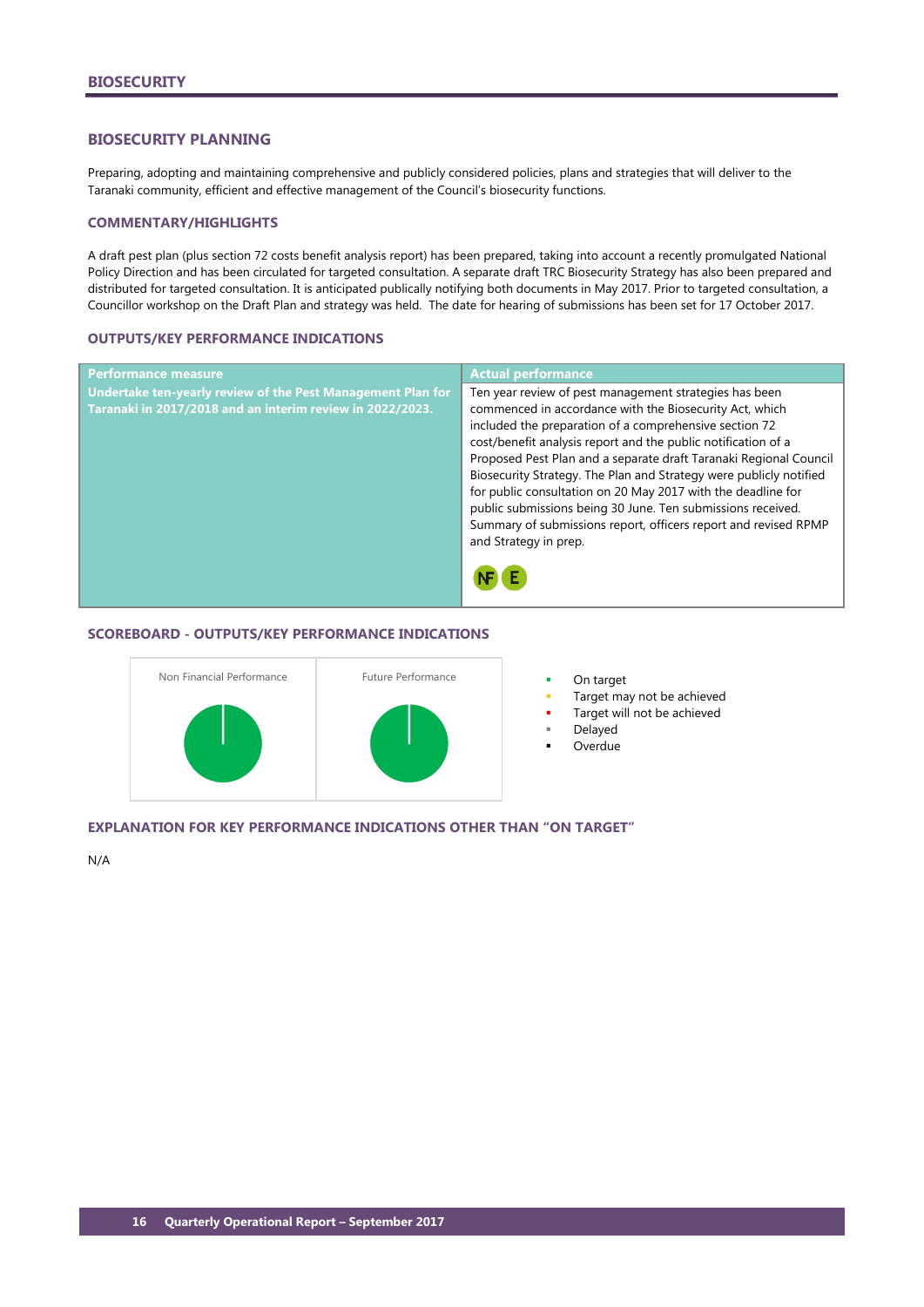# BIOSECURITY

## BIOSECURITY PLANNING

Preparing, adopting and maintaining comprehensive and publicly considered policies, plans and strategies that will deliver to the Taranaki community, efficient and effective management of the Council's biosecurity functions.

### COMMENTARY/HIGHLIGHTS

A draft pest plan (plus section 72 costs benefit analysis report) has been prepared, taking into account a recently promulgated National Policy Direction and has been circulated for targeted consultation. A separate draft TRC Biosecurity Strategy has also been prepared and distributed for targeted consultation. It is anticipated publically notifying both documents in May 2017. Prior to targeted consultation, a Councillor workshop on the Draft Plan and strategy was held. The date for hearing of submissions has been set for 17 October 2017.

### OUTPUTS/KEY PERFORMANCE INDICATIONS

| Performance measure | Actual performance |
|---|---|
| **Undertake ten-yearly review of the Pest Management Plan for Taranaki in 2017/2018 and an interim review in 2022/2023.** | Ten year review of pest management strategies has been commenced in accordance with the Biosecurity Act, which included the preparation of a comprehensive section 72 cost/benefit analysis report and the public notification of a Proposed Pest Plan and a separate draft Taranaki Regional Council Biosecurity Strategy. The Plan and Strategy were publicly notified for public consultation on 20 May 2017 with the deadline for public submissions being 30 June. Ten submissions received. Summary of submissions report, officers report and revised RPMP and Strategy in prep. NF E |

### SCOREBOARD - OUTPUTS/KEY PERFORMANCE INDICATIONS

Non Financial Performance

Future Performance

- On target
- Target may not be achieved
- Target will not be achieved
- Delayed
- Overdue

### EXPLANATION FOR KEY PERFORMANCE INDICATIONS OTHER THAN "ON TARGET"

N/A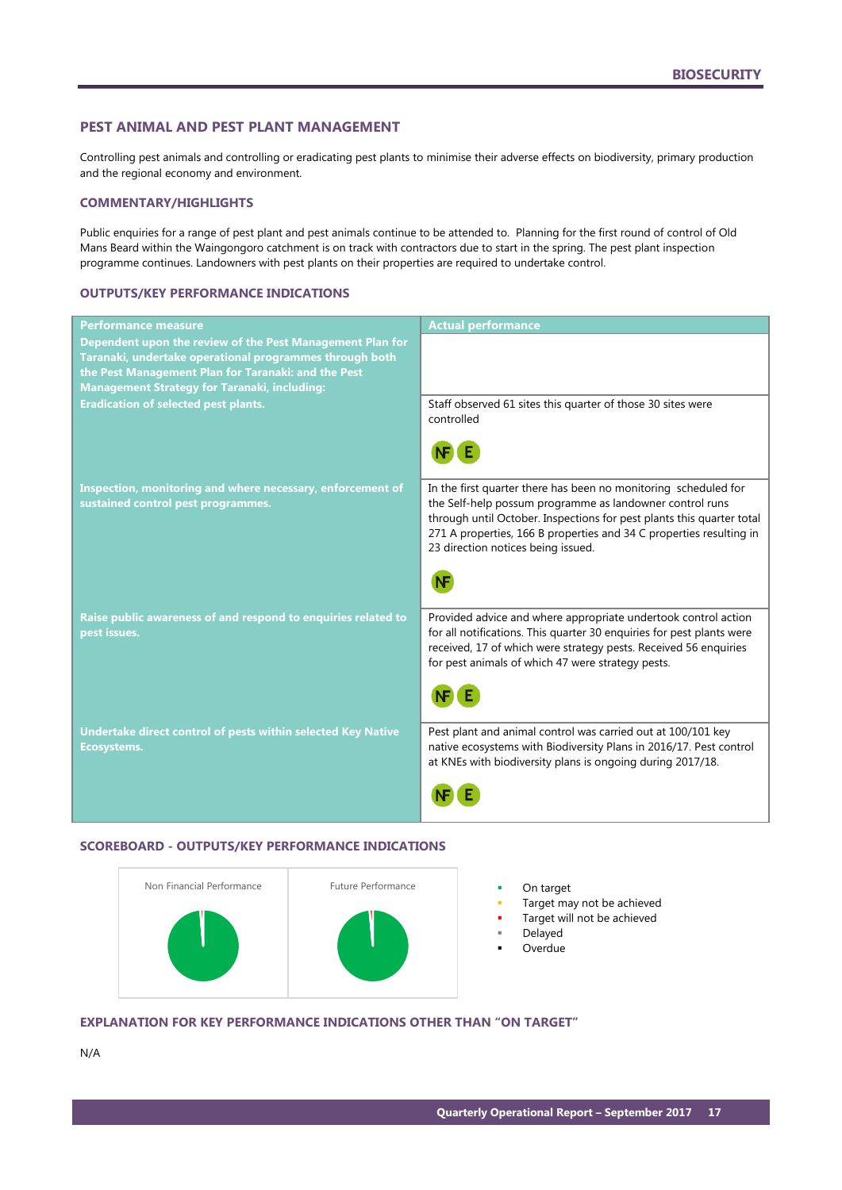## PEST ANIMAL AND PEST PLANT MANAGEMENT

Controlling pest animals and controlling or eradicating pest plants to minimise their adverse effects on biodiversity, primary production and the regional economy and environment.

### COMMENTARY/HIGHLIGHTS

Public enquiries for a range of pest plant and pest animals continue to be attended to. Planning for the first round of control of Old Mans Beard within the Waingongoro catchment is on track with contractors due to start in the spring. The pest plant inspection programme continues. Landowners with pest plants on their properties are required to undertake control.

### OUTPUTS/KEY PERFORMANCE INDICATIONS

| Performance measure | Actual performance |
|---|---|
| **Dependent upon the review of the Pest Management Plan for Taranaki, undertake operational programmes through both the Pest Management Plan for Taranaki: and the Pest Management Strategy for Taranaki, including:** | |
| **Eradication of selected pest plants.** | Staff observed 61 sites this quarter of those 30 sites were controlled<br><br>NF E |
| **Inspection, monitoring and where necessary, enforcement of sustained control pest programmes.** | In the first quarter there has been no monitoring scheduled for the Self-help possum programme as landowner control runs through until October. Inspections for pest plants this quarter total 271 A properties, 166 B properties and 34 C properties resulting in 23 direction notices being issued.<br><br>NF |
| **Raise public awareness of and respond to enquiries related to pest issues.** | Provided advice and where appropriate undertook control action for all notifications. This quarter 30 enquiries for pest plants were received, 17 of which were strategy pests. Received 56 enquiries for pest animals of which 47 were strategy pests.<br><br>NF E |
| **Undertake direct control of pests within selected Key Native Ecosystems.** | Pest plant and animal control was carried out at 100/101 key native ecosystems with Biodiversity Plans in 2016/17. Pest control at KNEs with biodiversity plans is ongoing during 2017/18.<br><br>NF E |

### SCOREBOARD - OUTPUTS/KEY PERFORMANCE INDICATIONS

Non Financial Performance | Future Performance

- On target
- Target may not be achieved
- Target will not be achieved
- Delayed
- Overdue

### EXPLANATION FOR KEY PERFORMANCE INDICATIONS OTHER THAN "ON TARGET"

N/A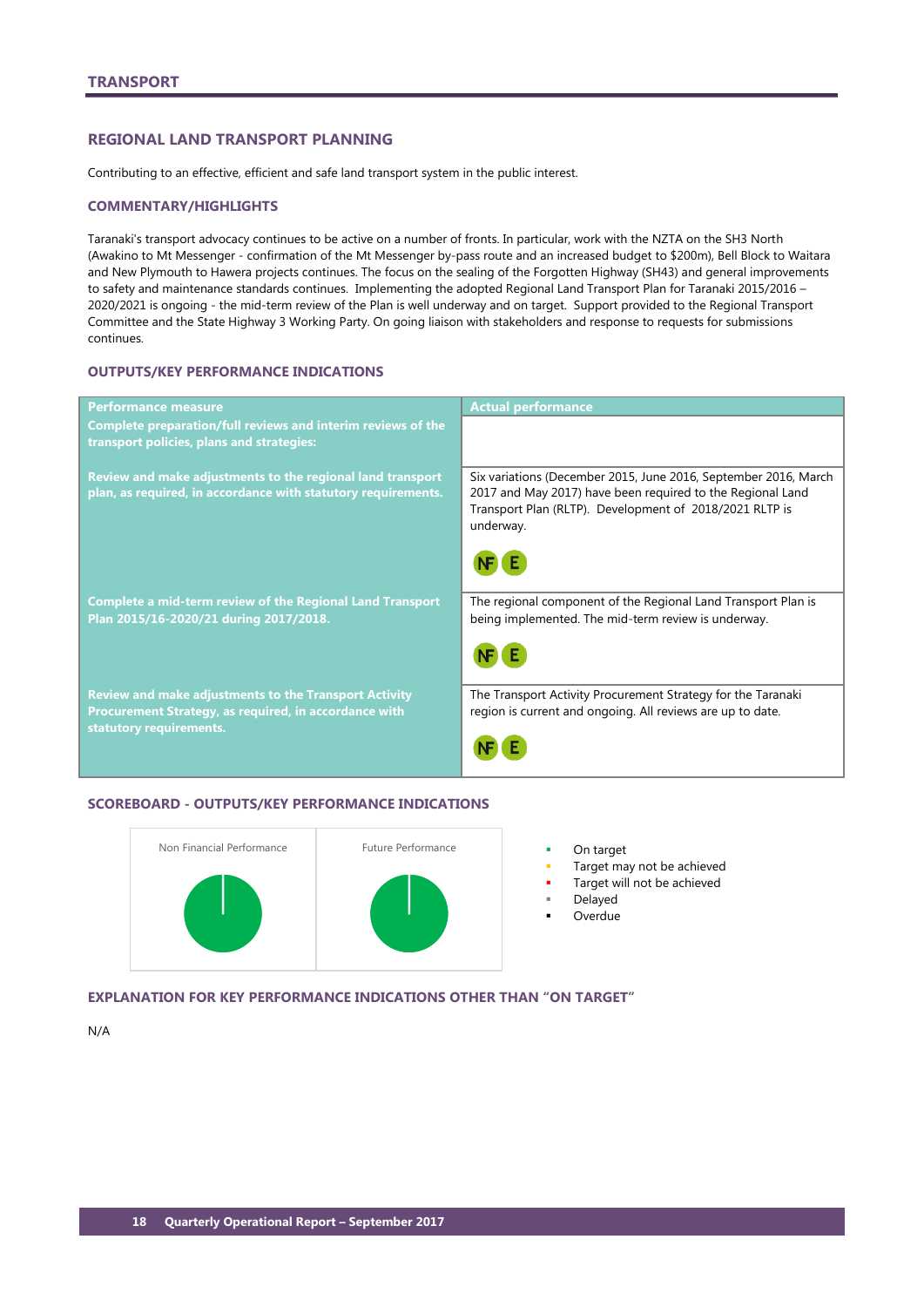# TRANSPORT

## REGIONAL LAND TRANSPORT PLANNING

Contributing to an effective, efficient and safe land transport system in the public interest.

### COMMENTARY/HIGHLIGHTS

Taranaki's transport advocacy continues to be active on a number of fronts. In particular, work with the NZTA on the SH3 North (Awakino to Mt Messenger - confirmation of the Mt Messenger by-pass route and an increased budget to $200m), Bell Block to Waitara and New Plymouth to Hawera projects continues. The focus on the sealing of the Forgotten Highway (SH43) and general improvements to safety and maintenance standards continues. Implementing the adopted Regional Land Transport Plan for Taranaki 2015/2016 – 2020/2021 is ongoing - the mid-term review of the Plan is well underway and on target. Support provided to the Regional Transport Committee and the State Highway 3 Working Party. On going liaison with stakeholders and response to requests for submissions continues.

### OUTPUTS/KEY PERFORMANCE INDICATIONS

| Performance measure | Actual performance |
|---|---|
| **Complete preparation/full reviews and interim reviews of the transport policies, plans and strategies:** | |
| **Review and make adjustments to the regional land transport plan, as required, in accordance with statutory requirements.** | Six variations (December 2015, June 2016, September 2016, March 2017 and May 2017) have been required to the Regional Land Transport Plan (RLTP). Development of 2018/2021 RLTP is underway. NF E |
| **Complete a mid-term review of the Regional Land Transport Plan 2015/16-2020/21 during 2017/2018.** | The regional component of the Regional Land Transport Plan is being implemented. The mid-term review is underway. NF E |
| **Review and make adjustments to the Transport Activity Procurement Strategy, as required, in accordance with statutory requirements.** | The Transport Activity Procurement Strategy for the Taranaki region is current and ongoing. All reviews are up to date. NF E |

### SCOREBOARD - OUTPUTS/KEY PERFORMANCE INDICATIONS

Non Financial Performance | Future Performance

- On target
- Target may not be achieved
- Target will not be achieved
- Delayed
- Overdue

### EXPLANATION FOR KEY PERFORMANCE INDICATIONS OTHER THAN "ON TARGET"

N/A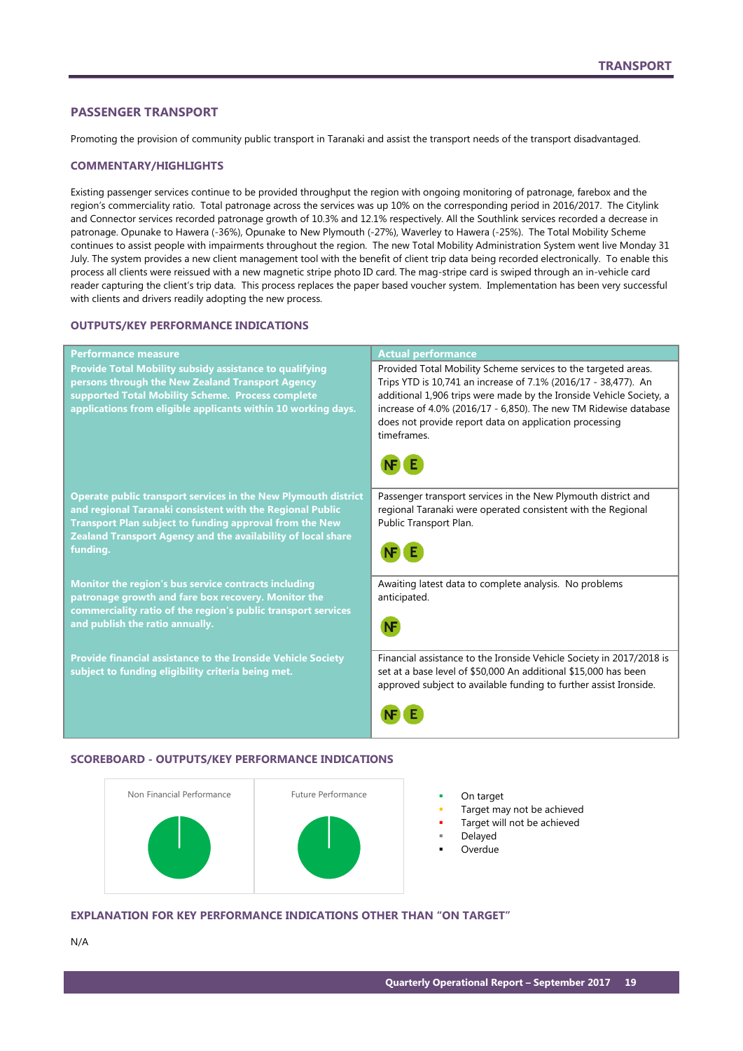## PASSENGER TRANSPORT

Promoting the provision of community public transport in Taranaki and assist the transport needs of the transport disadvantaged.

### COMMENTARY/HIGHLIGHTS

Existing passenger services continue to be provided throughput the region with ongoing monitoring of patronage, farebox and the region's commerciality ratio. Total patronage across the services was up 10% on the corresponding period in 2016/2017. The Citylink and Connector services recorded patronage growth of 10.3% and 12.1% respectively. All the Southlink services recorded a decrease in patronage. Opunake to Hawera (-36%), Opunake to New Plymouth (-27%), Waverley to Hawera (-25%). The Total Mobility Scheme continues to assist people with impairments throughout the region. The new Total Mobility Administration System went live Monday 31 July. The system provides a new client management tool with the benefit of client trip data being recorded electronically. To enable this process all clients were reissued with a new magnetic stripe photo ID card. The mag-stripe card is swiped through an in-vehicle card reader capturing the client's trip data. This process replaces the paper based voucher system. Implementation has been very successful with clients and drivers readily adopting the new process.

### OUTPUTS/KEY PERFORMANCE INDICATIONS

| Performance measure | Actual performance |
|---|---|
| **Provide Total Mobility subsidy assistance to qualifying persons through the New Zealand Transport Agency supported Total Mobility Scheme. Process complete applications from eligible applicants within 10 working days.** | Provided Total Mobility Scheme services to the targeted areas. Trips YTD is 10,741 an increase of 7.1% (2016/17 - 38,477). An additional 1,906 trips were made by the Ironside Vehicle Society, a increase of 4.0% (2016/17 - 6,850). The new TM Ridewise database does not provide report data on application processing timeframes. NF E |
| **Operate public transport services in the New Plymouth district and regional Taranaki consistent with the Regional Public Transport Plan subject to funding approval from the New Zealand Transport Agency and the availability of local share funding.** | Passenger transport services in the New Plymouth district and regional Taranaki were operated consistent with the Regional Public Transport Plan. NF E |
| **Monitor the region's bus service contracts including patronage growth and fare box recovery. Monitor the commerciality ratio of the region's public transport services and publish the ratio annually.** | Awaiting latest data to complete analysis. No problems anticipated. NF |
| **Provide financial assistance to the Ironside Vehicle Society subject to funding eligibility criteria being met.** | Financial assistance to the Ironside Vehicle Society in 2017/2018 is set at a base level of $50,000 An additional $15,000 has been approved subject to available funding to further assist Ironside. NF E |

### SCOREBOARD - OUTPUTS/KEY PERFORMANCE INDICATIONS

Non Financial Performance | Future Performance

- On target
- Target may not be achieved
- Target will not be achieved
- Delayed
- Overdue

### EXPLANATION FOR KEY PERFORMANCE INDICATIONS OTHER THAN "ON TARGET"

N/A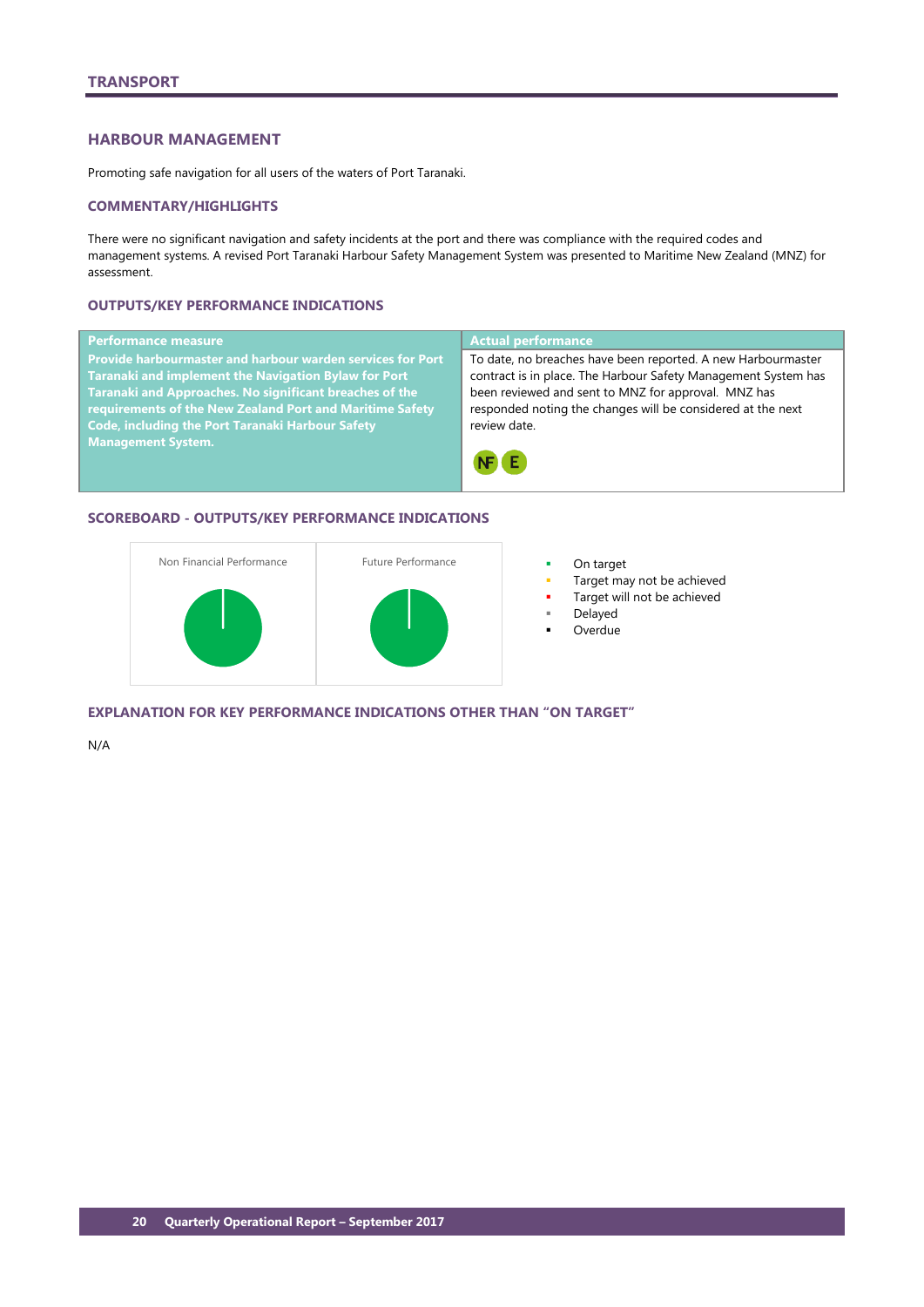# TRANSPORT

## HARBOUR MANAGEMENT

Promoting safe navigation for all users of the waters of Port Taranaki.

### COMMENTARY/HIGHLIGHTS

There were no significant navigation and safety incidents at the port and there was compliance with the required codes and management systems. A revised Port Taranaki Harbour Safety Management System was presented to Maritime New Zealand (MNZ) for assessment.

### OUTPUTS/KEY PERFORMANCE INDICATIONS

| Performance measure | Actual performance |
|---|---|
| **Provide harbourmaster and harbour warden services for Port Taranaki and implement the Navigation Bylaw for Port Taranaki and Approaches. No significant breaches of the requirements of the New Zealand Port and Maritime Safety Code, including the Port Taranaki Harbour Safety Management System.** | To date, no breaches have been reported. A new Harbourmaster contract is in place. The Harbour Safety Management System has been reviewed and sent to MNZ for approval. MNZ has responded noting the changes will be considered at the next review date. NF E |

### SCOREBOARD - OUTPUTS/KEY PERFORMANCE INDICATIONS

Non Financial Performance | Future Performance

- On target
- Target may not be achieved
- Target will not be achieved
- Delayed
- Overdue

### EXPLANATION FOR KEY PERFORMANCE INDICATIONS OTHER THAN "ON TARGET"

N/A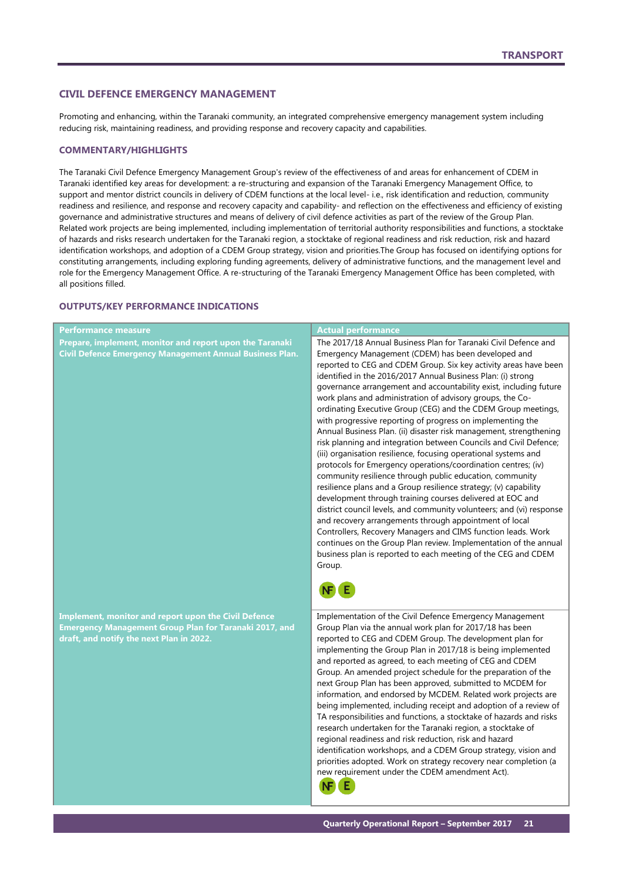## CIVIL DEFENCE EMERGENCY MANAGEMENT

Promoting and enhancing, within the Taranaki community, an integrated comprehensive emergency management system including reducing risk, maintaining readiness, and providing response and recovery capacity and capabilities.

### COMMENTARY/HIGHLIGHTS

The Taranaki Civil Defence Emergency Management Group's review of the effectiveness of and areas for enhancement of CDEM in Taranaki identified key areas for development: a re-structuring and expansion of the Taranaki Emergency Management Office, to support and mentor district councils in delivery of CDEM functions at the local level- i.e., risk identification and reduction, community readiness and resilience, and response and recovery capacity and capability- and reflection on the effectiveness and efficiency of existing governance and administrative structures and means of delivery of civil defence activities as part of the review of the Group Plan. Related work projects are being implemented, including implementation of territorial authority responsibilities and functions, a stocktake of hazards and risks research undertaken for the Taranaki region, a stocktake of regional readiness and risk reduction, risk and hazard identification workshops, and adoption of a CDEM Group strategy, vision and priorities.The Group has focused on identifying options for constituting arrangements, including exploring funding agreements, delivery of administrative functions, and the management level and role for the Emergency Management Office. A re-structuring of the Taranaki Emergency Management Office has been completed, with all positions filled.

### OUTPUTS/KEY PERFORMANCE INDICATIONS

| Performance measure | Actual performance |
|---|---|
| **Prepare, implement, monitor and report upon the Taranaki Civil Defence Emergency Management Annual Business Plan.** | The 2017/18 Annual Business Plan for Taranaki Civil Defence and Emergency Management (CDEM) has been developed and reported to CEG and CDEM Group. Six key activity areas have been identified in the 2016/2017 Annual Business Plan: (i) strong governance arrangement and accountability exist, including future work plans and administration of advisory groups, the Co-ordinating Executive Group (CEG) and the CDEM Group meetings, with progressive reporting of progress on implementing the Annual Business Plan. (ii) disaster risk management, strengthening risk planning and integration between Councils and Civil Defence; (iii) organisation resilience, focusing operational systems and protocols for Emergency operations/coordination centres; (iv) community resilience through public education, community resilience plans and a Group resilience strategy; (v) capability development through training courses delivered at EOC and district council levels, and community volunteers; and (vi) response and recovery arrangements through appointment of local Controllers, Recovery Managers and CIMS function leads. Work continues on the Group Plan review. Implementation of the annual business plan is reported to each meeting of the CEG and CDEM Group. NF E |
| **Implement, monitor and report upon the Civil Defence Emergency Management Group Plan for Taranaki 2017, and draft, and notify the next Plan in 2022.** | Implementation of the Civil Defence Emergency Management Group Plan via the annual work plan for 2017/18 has been reported to CEG and CDEM Group. The development plan for implementing the Group Plan in 2017/18 is being implemented and reported as agreed, to each meeting of CEG and CDEM Group. An amended project schedule for the preparation of the next Group Plan has been approved, submitted to MCDEM for information, and endorsed by MCDEM. Related work projects are being implemented, including receipt and adoption of a review of TA responsibilities and functions, a stocktake of hazards and risks research undertaken for the Taranaki region, a stocktake of regional readiness and risk reduction, risk and hazard identification workshops, and a CDEM Group strategy, vision and priorities adopted. Work on strategy recovery near completion (a new requirement under the CDEM amendment Act). NF E |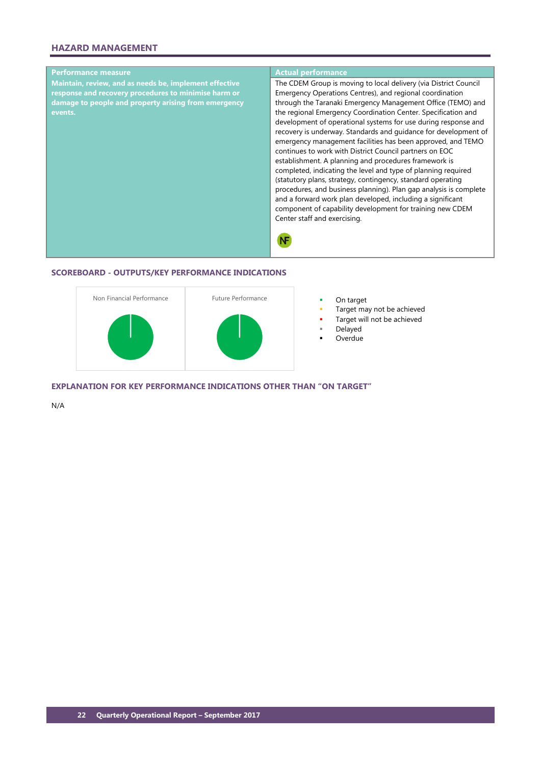## HAZARD MANAGEMENT

| Performance measure | Actual performance |
|---|---|
| **Maintain, review, and as needs be, implement effective response and recovery procedures to minimise harm or damage to people and property arising from emergency events.** | The CDEM Group is moving to local delivery (via District Council Emergency Operations Centres), and regional coordination through the Taranaki Emergency Management Office (TEMO) and the regional Emergency Coordination Center. Specification and development of operational systems for use during response and recovery is underway. Standards and guidance for development of emergency management facilities has been approved, and TEMO continues to work with District Council partners on EOC establishment. A planning and procedures framework is completed, indicating the level and type of planning required (statutory plans, strategy, contingency, standard operating procedures, and business planning). Plan gap analysis is complete and a forward work plan developed, including a significant component of capability development for training new CDEM Center staff and exercising. NF |

### SCOREBOARD - OUTPUTS/KEY PERFORMANCE INDICATIONS

Non Financial Performance

Future Performance

- On target
- Target may not be achieved
- Target will not be achieved
- Delayed
- Overdue

### EXPLANATION FOR KEY PERFORMANCE INDICATIONS OTHER THAN "ON TARGET"

N/A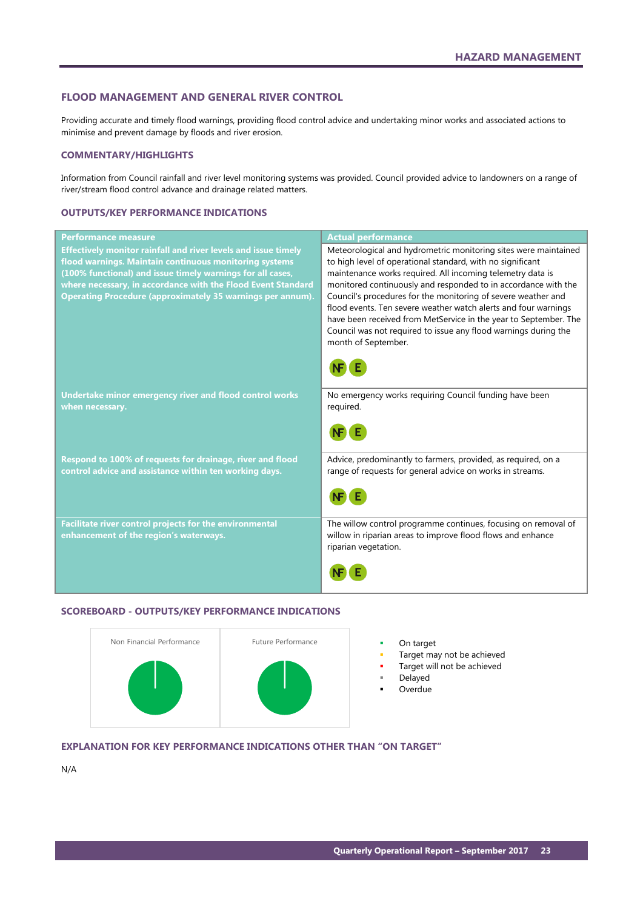## FLOOD MANAGEMENT AND GENERAL RIVER CONTROL

Providing accurate and timely flood warnings, providing flood control advice and undertaking minor works and associated actions to minimise and prevent damage by floods and river erosion.

### COMMENTARY/HIGHLIGHTS

Information from Council rainfall and river level monitoring systems was provided. Council provided advice to landowners on a range of river/stream flood control advance and drainage related matters.

### OUTPUTS/KEY PERFORMANCE INDICATIONS

| Performance measure | Actual performance |
|---|---|
| **Effectively monitor rainfall and river levels and issue timely flood warnings. Maintain continuous monitoring systems (100% functional) and issue timely warnings for all cases, where necessary, in accordance with the Flood Event Standard Operating Procedure (approximately 35 warnings per annum).** | Meteorological and hydrometric monitoring sites were maintained to high level of operational standard, with no significant maintenance works required. All incoming telemetry data is monitored continuously and responded to in accordance with the Council's procedures for the monitoring of severe weather and flood events. Ten severe weather watch alerts and four warnings have been received from MetService in the year to September. The Council was not required to issue any flood warnings during the month of September. NF E |
| **Undertake minor emergency river and flood control works when necessary.** | No emergency works requiring Council funding have been required. NF E |
| **Respond to 100% of requests for drainage, river and flood control advice and assistance within ten working days.** | Advice, predominantly to farmers, provided, as required, on a range of requests for general advice on works in streams. NF E |
| **Facilitate river control projects for the environmental enhancement of the region's waterways.** | The willow control programme continues, focusing on removal of willow in riparian areas to improve flood flows and enhance riparian vegetation. NF E |

### SCOREBOARD - OUTPUTS/KEY PERFORMANCE INDICATIONS

Non Financial Performance

Future Performance

- On target
- Target may not be achieved
- Target will not be achieved
- Delayed
- Overdue

### EXPLANATION FOR KEY PERFORMANCE INDICATIONS OTHER THAN "ON TARGET"

N/A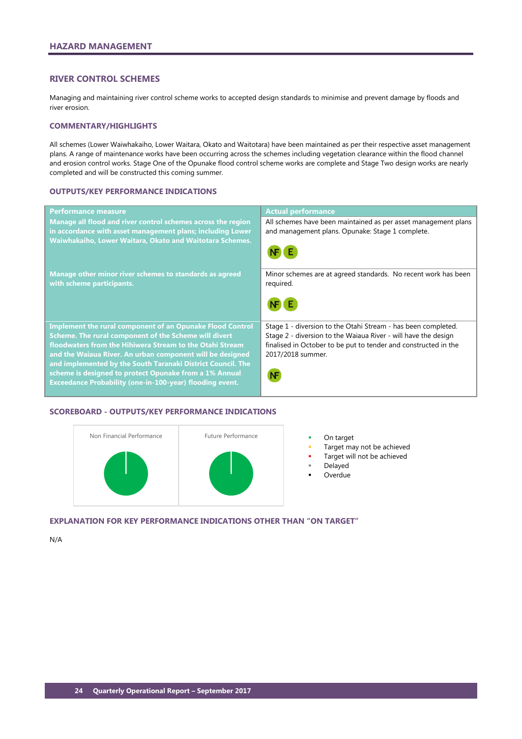## HAZARD MANAGEMENT

### RIVER CONTROL SCHEMES

Managing and maintaining river control scheme works to accepted design standards to minimise and prevent damage by floods and river erosion.

#### COMMENTARY/HIGHLIGHTS

All schemes (Lower Waiwhakaiho, Lower Waitara, Okato and Waitotara) have been maintained as per their respective asset management plans. A range of maintenance works have been occurring across the schemes including vegetation clearance within the flood channel and erosion control works. Stage One of the Opunake flood control scheme works are complete and Stage Two design works are nearly completed and will be constructed this coming summer.

#### OUTPUTS/KEY PERFORMANCE INDICATIONS

| Performance measure | Actual performance |
|---|---|
| **Manage all flood and river control schemes across the region in accordance with asset management plans; including Lower Waiwhakaiho, Lower Waitara, Okato and Waitotara Schemes.** | All schemes have been maintained as per asset management plans and management plans. Opunake: Stage 1 complete. NF E |
| **Manage other minor river schemes to standards as agreed with scheme participants.** | Minor schemes are at agreed standards. No recent work has been required. NF E |
| **Implement the rural component of an Opunake Flood Control Scheme. The rural component of the Scheme will divert floodwaters from the Hihiwera Stream to the Otahi Stream and the Waiaua River. An urban component will be designed and implemented by the South Taranaki District Council. The scheme is designed to protect Opunake from a 1% Annual Exceedance Probability (one-in-100-year) flooding event.** | Stage 1 - diversion to the Otahi Stream - has been completed. Stage 2 - diversion to the Waiaua River - will have the design finalised in October to be put to tender and constructed in the 2017/2018 summer. NF |

#### SCOREBOARD - OUTPUTS/KEY PERFORMANCE INDICATIONS

| Non Financial Performance | Future Performance |
|---|---|
| | |

- On target
- Target may not be achieved
- Target will not be achieved
- Delayed
- Overdue

#### EXPLANATION FOR KEY PERFORMANCE INDICATIONS OTHER THAN "ON TARGET"

N/A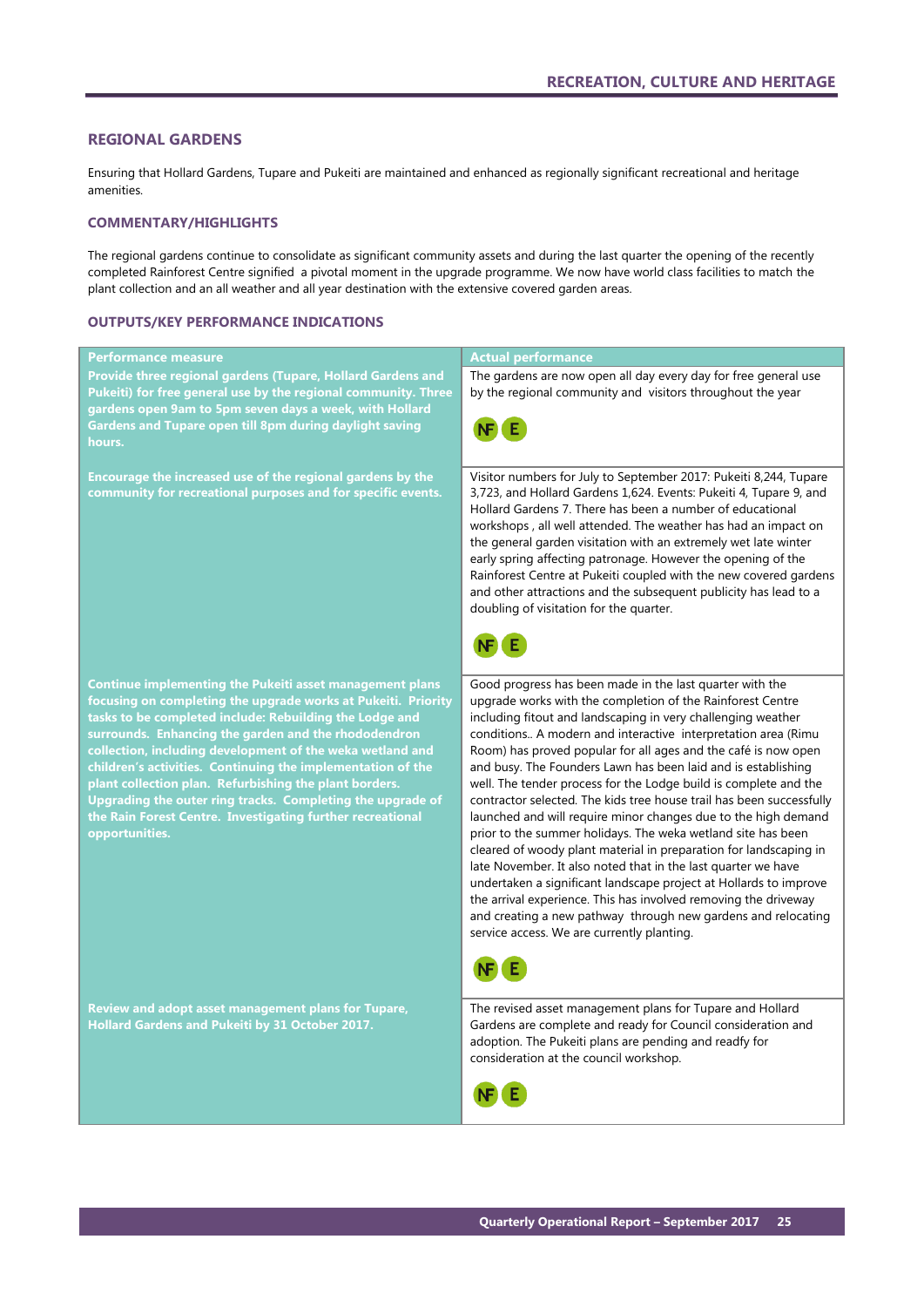## REGIONAL GARDENS

Ensuring that Hollard Gardens, Tupare and Pukeiti are maintained and enhanced as regionally significant recreational and heritage amenities.

### COMMENTARY/HIGHLIGHTS

The regional gardens continue to consolidate as significant community assets and during the last quarter the opening of the recently completed Rainforest Centre signified a pivotal moment in the upgrade programme. We now have world class facilities to match the plant collection and an all weather and all year destination with the extensive covered garden areas.

### OUTPUTS/KEY PERFORMANCE INDICATIONS

| Performance measure | Actual performance |
|---|---|
| **Provide three regional gardens (Tupare, Hollard Gardens and Pukeiti) for free general use by the regional community. Three gardens open 9am to 5pm seven days a week, with Hollard Gardens and Tupare open till 8pm during daylight saving hours.** | The gardens are now open all day every day for free general use by the regional community and visitors throughout the year<br><br>NF E |
| **Encourage the increased use of the regional gardens by the community for recreational purposes and for specific events.** | Visitor numbers for July to September 2017: Pukeiti 8,244, Tupare 3,723, and Hollard Gardens 1,624. Events: Pukeiti 4, Tupare 9, and Holland Gardens 7. There has been a number of educational workshops , all well attended. The weather has had an impact on the general garden visitation with an extremely wet late winter early spring affecting patronage. However the opening of the Rainforest Centre at Pukeiti coupled with the new covered gardens and other attractions and the subsequent publicity has lead to a doubling of visitation for the quarter.<br><br>NF E |
| **Continue implementing the Pukeiti asset management plans focusing on completing the upgrade works at Pukeiti. Priority tasks to be completed include: Rebuilding the Lodge and surrounds. Enhancing the garden and the rhododendron collection, including development of the weka wetland and children's activities. Continuing the implementation of the plant collection plan. Refurbishing the plant borders. Upgrading the outer ring tracks. Completing the upgrade of the Rain Forest Centre. Investigating further recreational opportunities.** | Good progress has been made in the last quarter with the upgrade works with the completion of the Rainforest Centre including fitout and landscaping in very challenging weather conditions.. A modern and interactive interpretation area (Rimu Room) has proved popular for all ages and the café is now open and busy. The Founders Lawn has been laid and is establishing well. The tender process for the Lodge build is complete and the contractor selected. The kids tree house trail has been successfully launched and will require minor changes due to the high demand prior to the summer holidays. The weka wetland site has been cleared of woody plant material in preparation for landscaping in late November. It also noted that in the last quarter we have undertaken a significant landscape project at Hollards to improve the arrival experience. This has involved removing the driveway and creating a new pathway through new gardens and relocating service access. We are currently planting.<br><br>NF E |
| **Review and adopt asset management plans for Tupare, Hollard Gardens and Pukeiti by 31 October 2017.** | The revised asset management plans for Tupare and Hollard Gardens are complete and ready for Council consideration and adoption. The Pukeiti plans are pending and readfy for consideration at the council workshop.<br><br>NF E |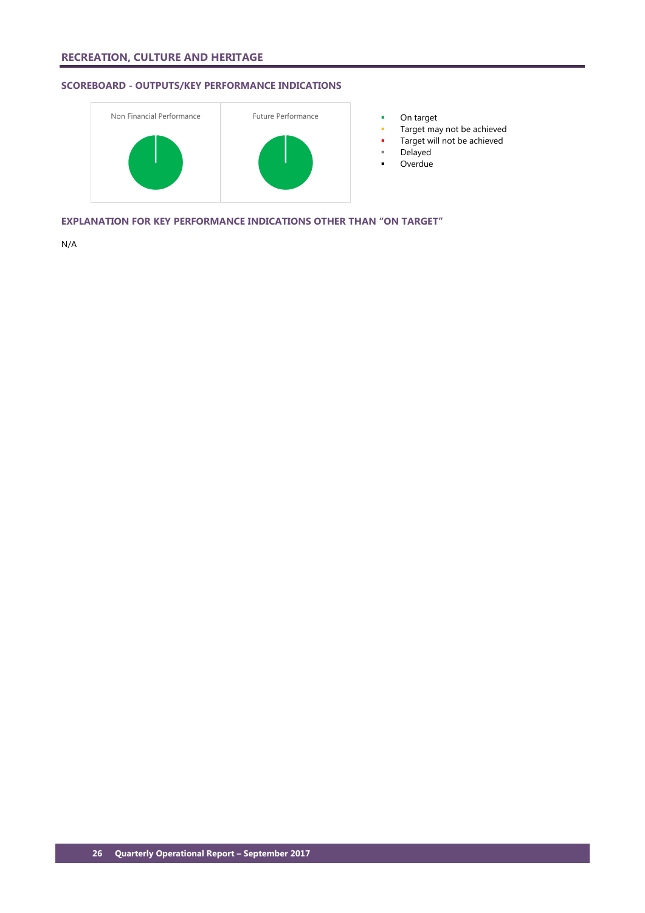## RECREATION, CULTURE AND HERITAGE

### SCOREBOARD - OUTPUTS/KEY PERFORMANCE INDICATIONS

Non Financial Performance

Future Performance

- On target
- Target may not be achieved
- Target will not be achieved
- Delayed
- Overdue

### EXPLANATION FOR KEY PERFORMANCE INDICATIONS OTHER THAN "ON TARGET"

N/A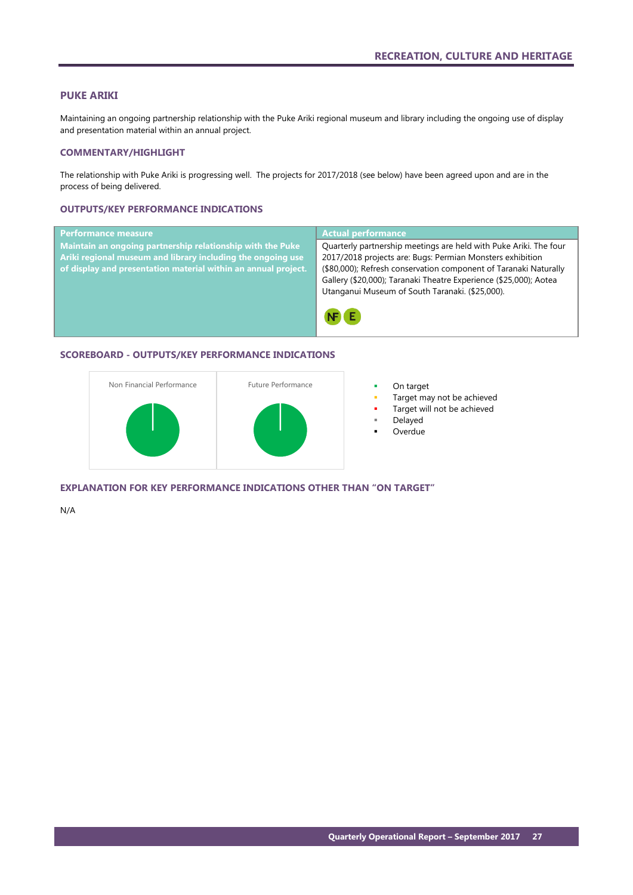## PUKE ARIKI

Maintaining an ongoing partnership relationship with the Puke Ariki regional museum and library including the ongoing use of display and presentation material within an annual project.

### COMMENTARY/HIGHLIGHT

The relationship with Puke Ariki is progressing well. The projects for 2017/2018 (see below) have been agreed upon and are in the process of being delivered.

### OUTPUTS/KEY PERFORMANCE INDICATIONS

| Performance measure | Actual performance |
|---|---|
| **Maintain an ongoing partnership relationship with the Puke Ariki regional museum and library including the ongoing use of display and presentation material within an annual project.** | Quarterly partnership meetings are held with Puke Ariki. The four 2017/2018 projects are: Bugs: Permian Monsters exhibition ($80,000); Refresh conservation component of Taranaki Naturally Gallery ($20,000); Taranaki Theatre Experience ($25,000); Aotea Utanganui Museum of South Taranaki. ($25,000). NF E |

### SCOREBOARD - OUTPUTS/KEY PERFORMANCE INDICATIONS

Non Financial Performance

Future Performance

- On target
- Target may not be achieved
- Target will not be achieved
- Delayed
- Overdue

### EXPLANATION FOR KEY PERFORMANCE INDICATIONS OTHER THAN "ON TARGET"

N/A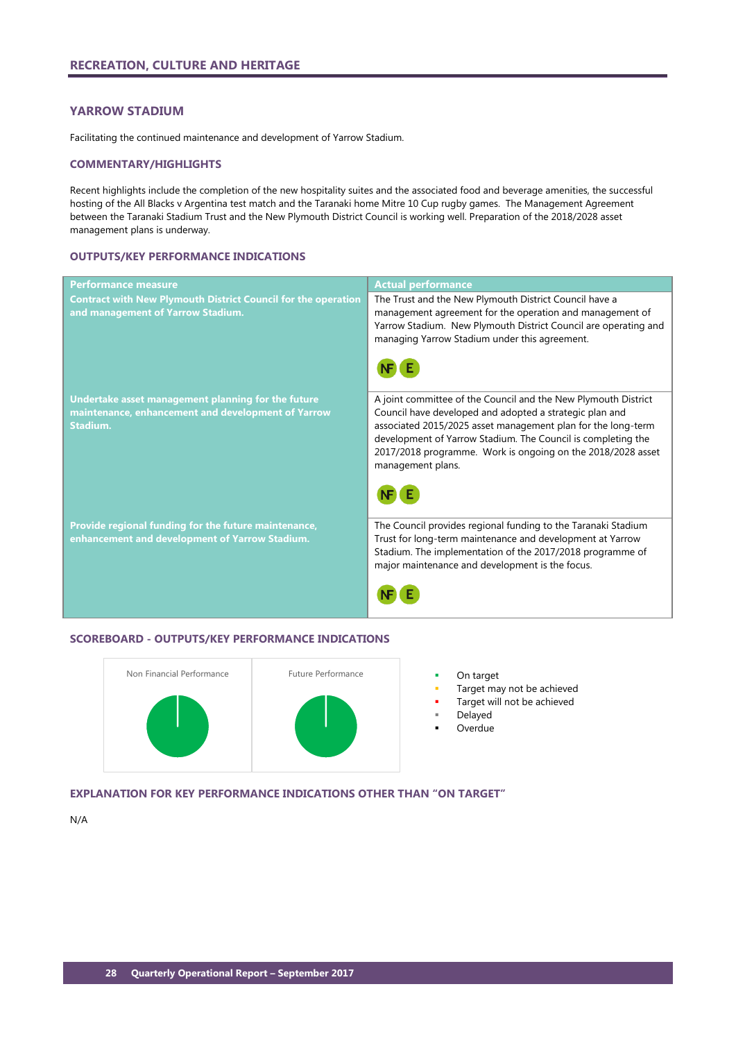## RECREATION, CULTURE AND HERITAGE

### YARROW STADIUM

Facilitating the continued maintenance and development of Yarrow Stadium.

#### COMMENTARY/HIGHLIGHTS

Recent highlights include the completion of the new hospitality suites and the associated food and beverage amenities, the successful hosting of the All Blacks v Argentina test match and the Taranaki home Mitre 10 Cup rugby games. The Management Agreement between the Taranaki Stadium Trust and the New Plymouth District Council is working well. Preparation of the 2018/2028 asset management plans is underway.

#### OUTPUTS/KEY PERFORMANCE INDICATIONS

| Performance measure | Actual performance |
|---|---|
| **Contract with New Plymouth District Council for the operation and management of Yarrow Stadium.** | The Trust and the New Plymouth District Council have a management agreement for the operation and management of Yarrow Stadium. New Plymouth District Council are operating and managing Yarrow Stadium under this agreement. NF E |
| **Undertake asset management planning for the future maintenance, enhancement and development of Yarrow Stadium.** | A joint committee of the Council and the New Plymouth District Council have developed and adopted a strategic plan and associated 2015/2025 asset management plan for the long-term development of Yarrow Stadium. The Council is completing the 2017/2018 programme. Work is ongoing on the 2018/2028 asset management plans. NF E |
| **Provide regional funding for the future maintenance, enhancement and development of Yarrow Stadium.** | The Council provides regional funding to the Taranaki Stadium Trust for long-term maintenance and development at Yarrow Stadium. The implementation of the 2017/2018 programme of major maintenance and development is the focus. NF E |

#### SCOREBOARD - OUTPUTS/KEY PERFORMANCE INDICATIONS

Non Financial Performance

Future Performance

- On target
- Target may not be achieved
- Target will not be achieved
- Delayed
- Overdue

#### EXPLANATION FOR KEY PERFORMANCE INDICATIONS OTHER THAN "ON TARGET"

N/A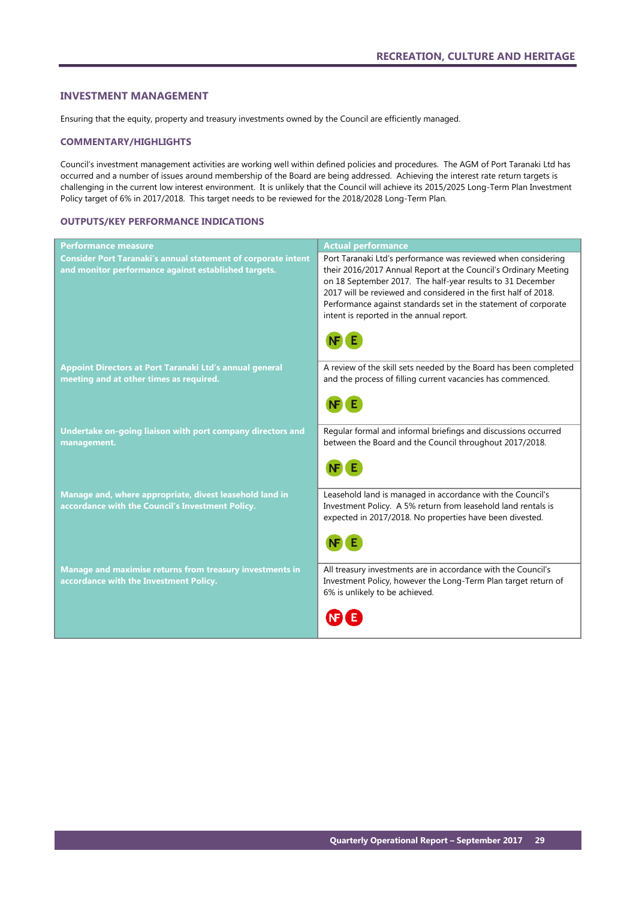## INVESTMENT MANAGEMENT

Ensuring that the equity, property and treasury investments owned by the Council are efficiently managed.

### COMMENTARY/HIGHLIGHTS

Council's investment management activities are working well within defined policies and procedures. The AGM of Port Taranaki Ltd has occurred and a number of issues around membership of the Board are being addressed. Achieving the interest rate return targets is challenging in the current low interest environment. It is unlikely that the Council will achieve its 2015/2025 Long-Term Plan Investment Policy target of 6% in 2017/2018. This target needs to be reviewed for the 2018/2028 Long-Term Plan.

### OUTPUTS/KEY PERFORMANCE INDICATIONS

| Performance measure | Actual performance |
|---|---|
| **Consider Port Taranaki's annual statement of corporate intent and monitor performance against established targets.** | Port Taranaki Ltd's performance was reviewed when considering their 2016/2017 Annual Report at the Council's Ordinary Meeting on 18 September 2017. The half-year results to 31 December 2017 will be reviewed and considered in the first half of 2018. Performance against standards set in the statement of corporate intent is reported in the annual report. NF E |
| **Appoint Directors at Port Taranaki Ltd's annual general meeting and at other times as required.** | A review of the skill sets needed by the Board has been completed and the process of filling current vacancies has commenced. NF E |
| **Undertake on-going liaison with port company directors and management.** | Regular formal and informal briefings and discussions occurred between the Board and the Council throughout 2017/2018. NF E |
| **Manage and, where appropriate, divest leasehold land in accordance with the Council's Investment Policy.** | Leasehold land is managed in accordance with the Council's Investment Policy. A 5% return from leasehold land rentals is expected in 2017/2018. No properties have been divested. NF E |
| **Manage and maximise returns from treasury investments in accordance with the Investment Policy.** | All treasury investments are in accordance with the Council's Investment Policy, however the Long-Term Plan target return of 6% is unlikely to be achieved. NF E |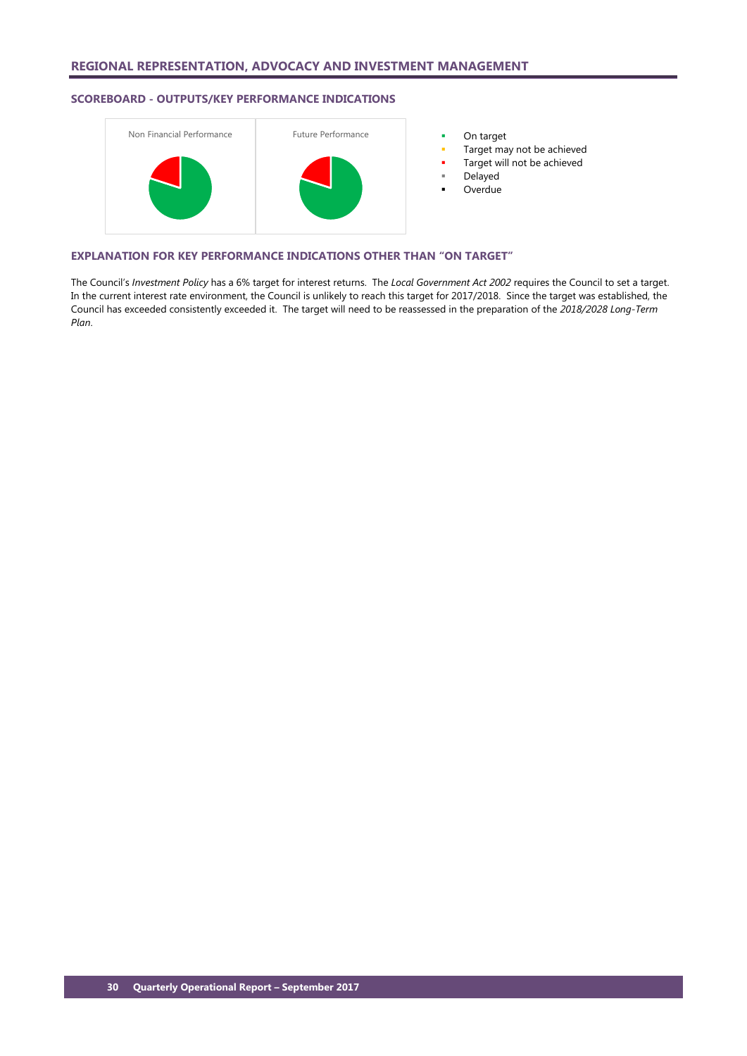## REGIONAL REPRESENTATION, ADVOCACY AND INVESTMENT MANAGEMENT

### SCOREBOARD - OUTPUTS/KEY PERFORMANCE INDICATIONS

Non Financial Performance

Future Performance

- On target
- Target may not be achieved
- Target will not be achieved
- Delayed
- Overdue

### EXPLANATION FOR KEY PERFORMANCE INDICATIONS OTHER THAN "ON TARGET"

The Council's *Investment Policy* has a 6% target for interest returns. The *Local Government Act 2002* requires the Council to set a target. In the current interest rate environment, the Council is unlikely to reach this target for 2017/2018. Since the target was established, the Council has exceeded consistently exceeded it. The target will need to be reassessed in the preparation of the *2018/2028 Long-Term Plan*.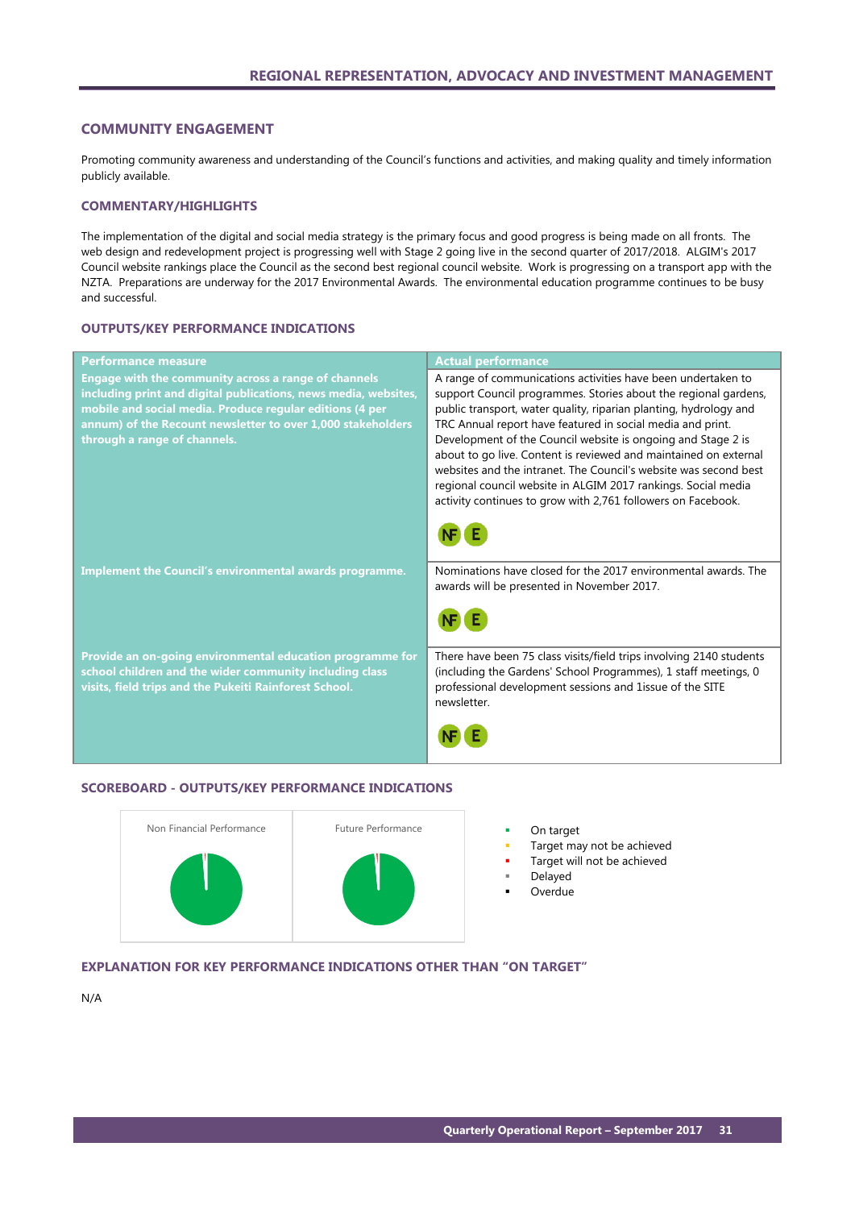# REGIONAL REPRESENTATION, ADVOCACY AND INVESTMENT MANAGEMENT

## COMMUNITY ENGAGEMENT

Promoting community awareness and understanding of the Council's functions and activities, and making quality and timely information publicly available.

### COMMENTARY/HIGHLIGHTS

The implementation of the digital and social media strategy is the primary focus and good progress is being made on all fronts. The web design and redevelopment project is progressing well with Stage 2 going live in the second quarter of 2017/2018. ALGIM's 2017 Council website rankings place the Council as the second best regional council website. Work is progressing on a transport app with the NZTA. Preparations are underway for the 2017 Environmental Awards. The environmental education programme continues to be busy and successful.

### OUTPUTS/KEY PERFORMANCE INDICATIONS

| Performance measure | Actual performance |
|---|---|
| **Engage with the community across a range of channels including print and digital publications, news media, websites, mobile and social media. Produce regular editions (4 per annum) of the Recount newsletter to over 1,000 stakeholders through a range of channels.** | A range of communications activities have been undertaken to support Council programmes. Stories about the regional gardens, public transport, water quality, riparian planting, hydrology and TRC Annual report have featured in social media and print. Development of the Council website is ongoing and Stage 2 is about to go live. Content is reviewed and maintained on external websites and the intranet. The Council's website was second best regional council website in ALGIM 2017 rankings. Social media activity continues to grow with 2,761 followers on Facebook. NF E |
| **Implement the Council's environmental awards programme.** | Nominations have closed for the 2017 environmental awards. The awards will be presented in November 2017. NF E |
| **Provide an on-going environmental education programme for school children and the wider community including class visits, field trips and the Pukeiti Rainforest School.** | There have been 75 class visits/field trips involving 2140 students (including the Gardens' School Programmes), 1 staff meetings, 0 professional development sessions and 1issue of the SITE newsletter. NF E |

### SCOREBOARD - OUTPUTS/KEY PERFORMANCE INDICATIONS

Non Financial Performance

Future Performance

- On target
- Target may not be achieved
- Target will not be achieved
- Delayed
- Overdue

### EXPLANATION FOR KEY PERFORMANCE INDICATIONS OTHER THAN "ON TARGET"

N/A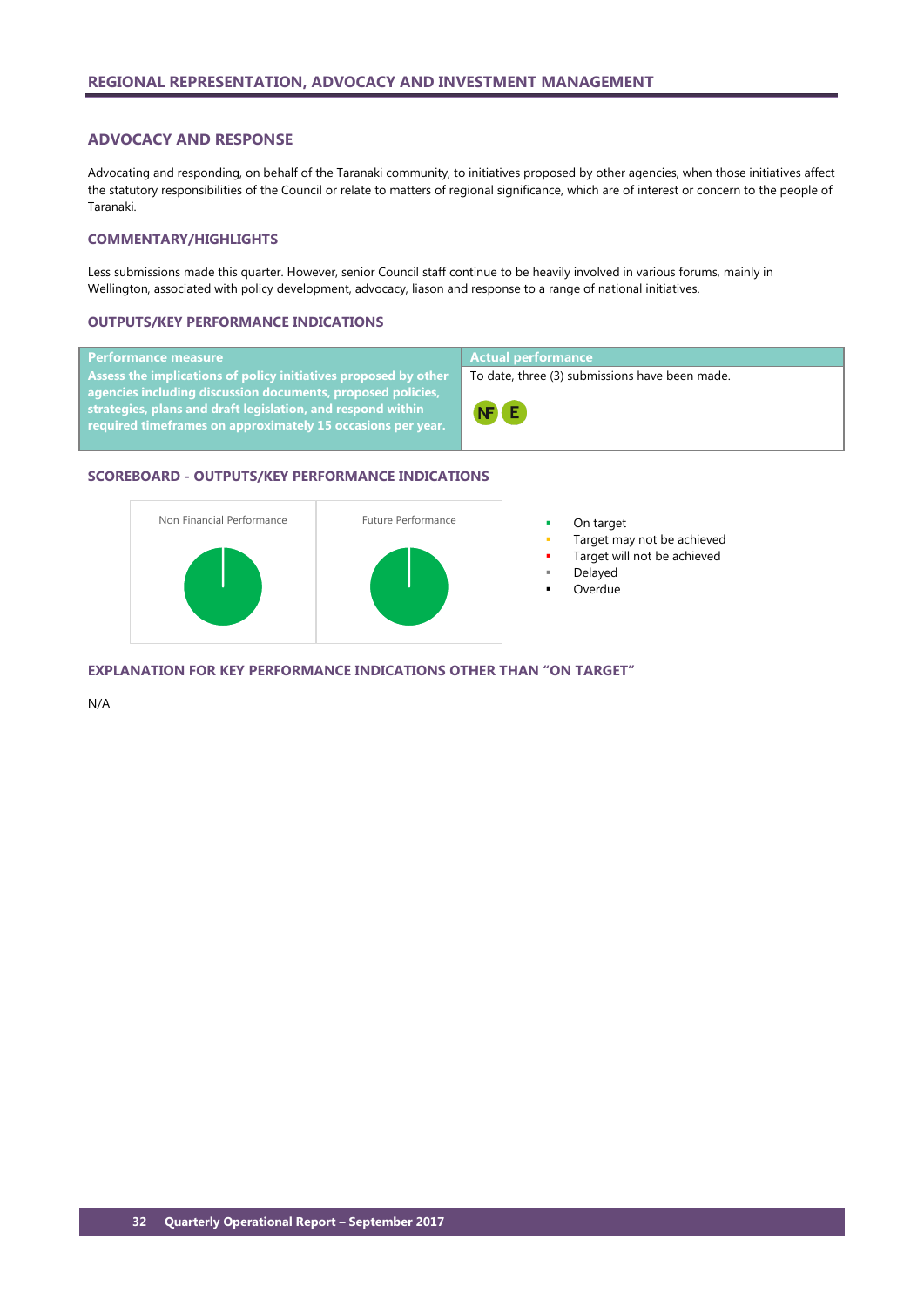## REGIONAL REPRESENTATION, ADVOCACY AND INVESTMENT MANAGEMENT

### ADVOCACY AND RESPONSE

Advocating and responding, on behalf of the Taranaki community, to initiatives proposed by other agencies, when those initiatives affect the statutory responsibilities of the Council or relate to matters of regional significance, which are of interest or concern to the people of Taranaki.

#### COMMENTARY/HIGHLIGHTS

Less submissions made this quarter. However, senior Council staff continue to be heavily involved in various forums, mainly in Wellington, associated with policy development, advocacy, liason and response to a range of national initiatives.

#### OUTPUTS/KEY PERFORMANCE INDICATIONS

| Performance measure | Actual performance |
|---|---|
| **Assess the implications of policy initiatives proposed by other agencies including discussion documents, proposed policies, strategies, plans and draft legislation, and respond within required timeframes on approximately 15 occasions per year.** | To date, three (3) submissions have been made. NF E |

#### SCOREBOARD - OUTPUTS/KEY PERFORMANCE INDICATIONS

Non Financial Performance

Future Performance

- On target
- Target may not be achieved
- Target will not be achieved
- Delayed
- Overdue

#### EXPLANATION FOR KEY PERFORMANCE INDICATIONS OTHER THAN "ON TARGET"

N/A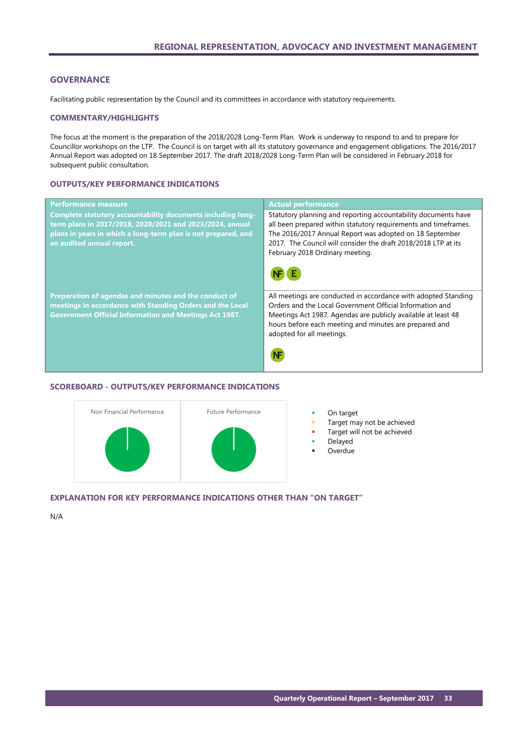## GOVERNANCE

Facilitating public representation by the Council and its committees in accordance with statutory requirements.

### COMMENTARY/HIGHLIGHTS

The focus at the moment is the preparation of the 2018/2028 Long-Term Plan. Work is underway to respond to and to prepare for Councillor workshops on the LTP. The Council is on target with all its statutory governance and engagement obligations. The 2016/2017 Annual Report was adopted on 18 September 2017. The draft 2018/2028 Long-Term Plan will be considered in February 2018 for subsequent public consultation.

### OUTPUTS/KEY PERFORMANCE INDICATIONS

| Performance measure | Actual performance |
|---|---|
| **Complete statutory accountability documents including long-term plans in 2017/2018, 2020/2021 and 2023/2024, annual plans in years in which a long-term plan is not prepared, and an audited annual report.** | Statutory planning and reporting accountability documents have all been prepared within statutory requirements and timeframes. The 2016/2017 Annual Report was adopted on 18 September 2017. The Council will consider the draft 2018/2018 LTP at its February 2018 Ordinary meeting. NF E |
| **Preparation of agendas and minutes and the conduct of meetings in accordance with Standing Orders and the Local Government Official Information and Meetings Act 1987.** | All meetings are conducted in accordance with adopted Standing Orders and the Local Government Official Information and Meetings Act 1987. Agendas are publicly available at least 48 hours before each meeting and minutes are prepared and adopted for all meetings. NF |

### SCOREBOARD - OUTPUTS/KEY PERFORMANCE INDICATIONS

Non Financial Performance

Future Performance

- On target
- Target may not be achieved
- Target will not be achieved
- Delayed
- Overdue

### EXPLANATION FOR KEY PERFORMANCE INDICATIONS OTHER THAN "ON TARGET"

N/A